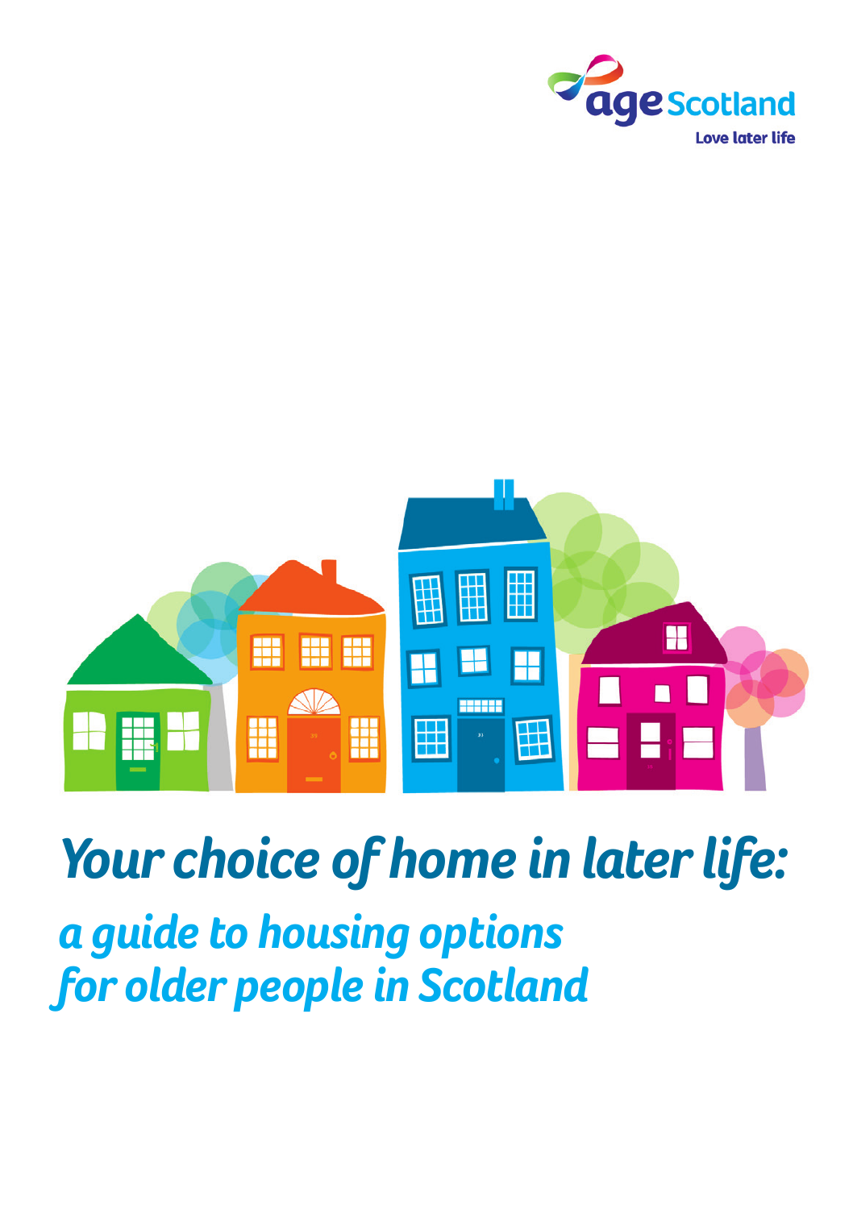age Scotland

Love later life

# Your choice of home in later life:

## a guide to housing options for older people in Scotland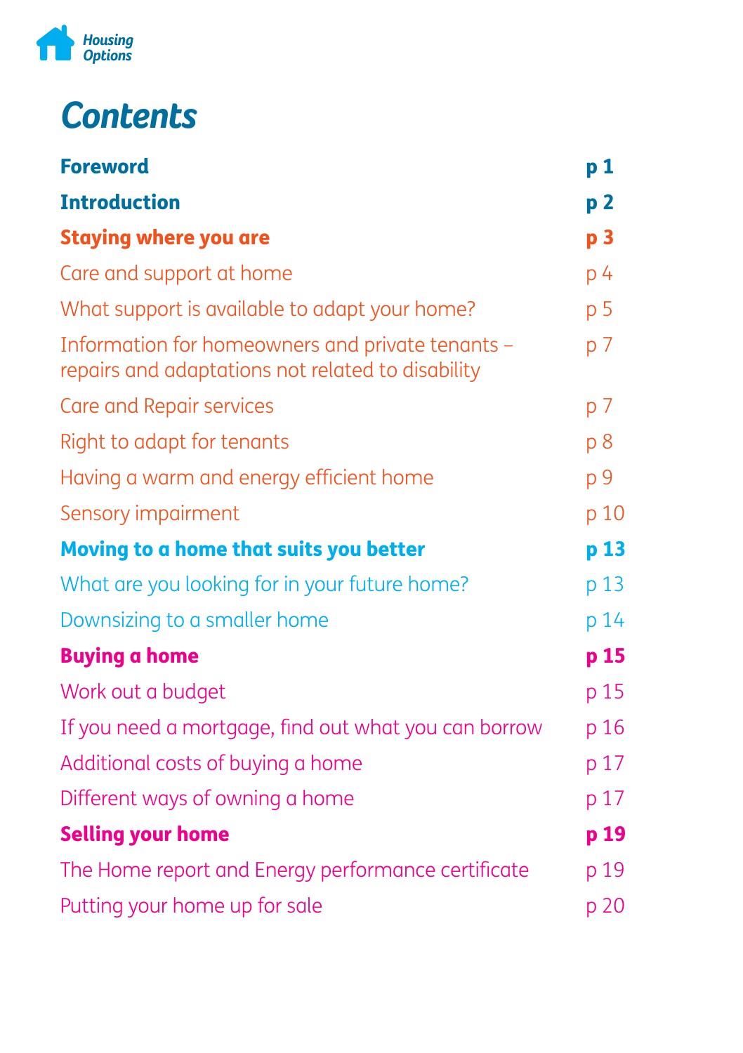Housing Options

# Contents

| | |
|---|---|
| **Foreword** | **p 1** |
| **Introduction** | **p 2** |
| **Staying where you are** | **p 3** |
| Care and support at home | p 4 |
| What support is available to adapt your home? | p 5 |
| Information for homeowners and private tenants – repairs and adaptations not related to disability | p 7 |
| Care and Repair services | p 7 |
| Right to adapt for tenants | p 8 |
| Having a warm and energy efficient home | p 9 |
| Sensory impairment | p 10 |
| **Moving to a home that suits you better** | **p 13** |
| What are you looking for in your future home? | p 13 |
| Downsizing to a smaller home | p 14 |
| **Buying a home** | **p 15** |
| Work out a budget | p 15 |
| If you need a mortgage, find out what you can borrow | p 16 |
| Additional costs of buying a home | p 17 |
| Different ways of owning a home | p 17 |
| **Selling your home** | **p 19** |
| The Home report and Energy performance certificate | p 19 |
| Putting your home up for sale | p 20 |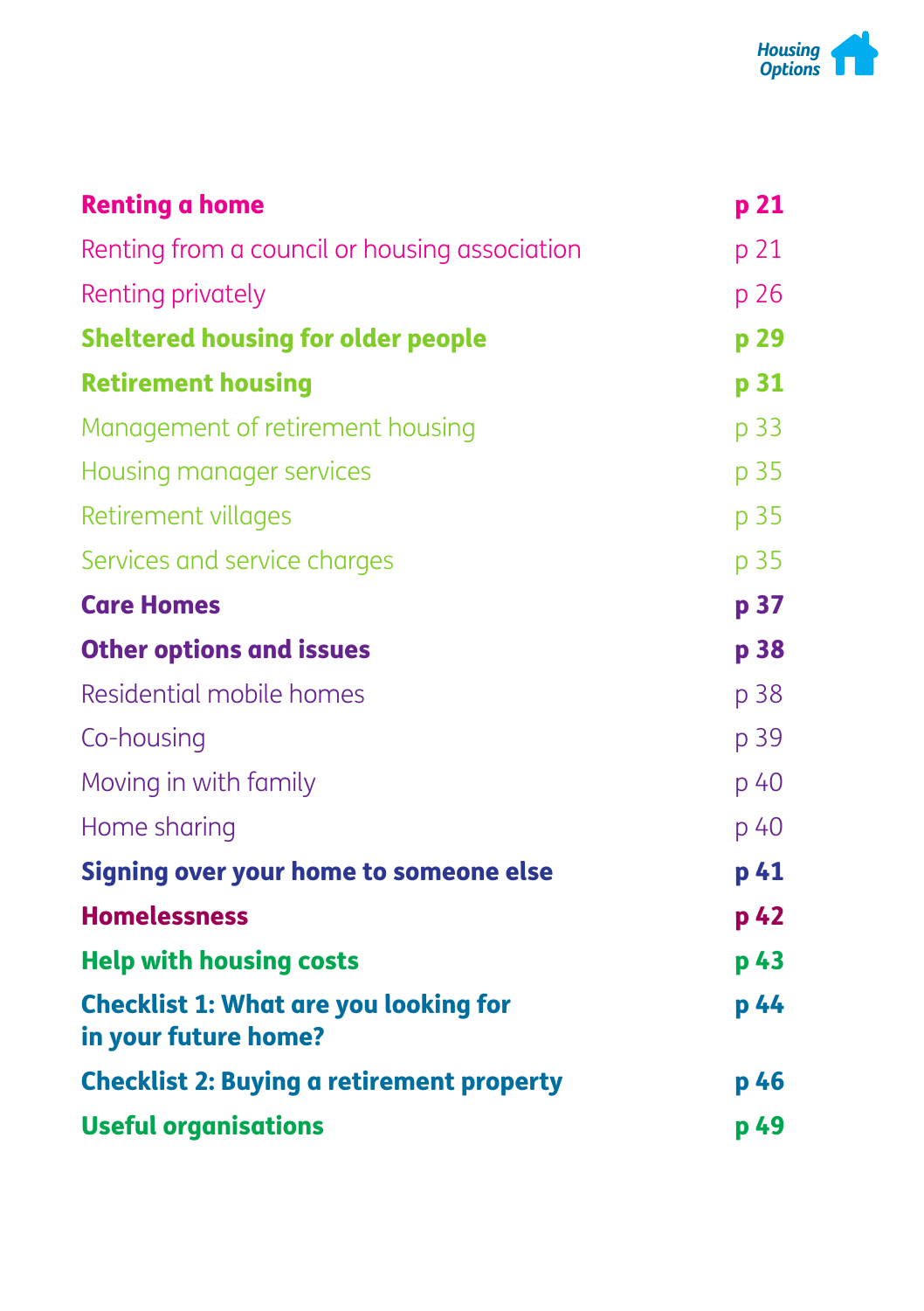| | |
|---|---|
| **Renting a home** | **p 21** |
| Renting from a council or housing association | p 21 |
| Renting privately | p 26 |
| **Sheltered housing for older people** | **p 29** |
| **Retirement housing** | **p 31** |
| Management of retirement housing | p 33 |
| Housing manager services | p 35 |
| Retirement villages | p 35 |
| Services and service charges | p 35 |
| **Care Homes** | **p 37** |
| **Other options and issues** | **p 38** |
| Residential mobile homes | p 38 |
| Co-housing | p 39 |
| Moving in with family | p 40 |
| Home sharing | p 40 |
| **Signing over your home to someone else** | **p 41** |
| **Homelessness** | **p 42** |
| **Help with housing costs** | **p 43** |
| **Checklist 1: What are you looking for in your future home?** | **p 44** |
| **Checklist 2: Buying a retirement property** | **p 46** |
| **Useful organisations** | **p 49** |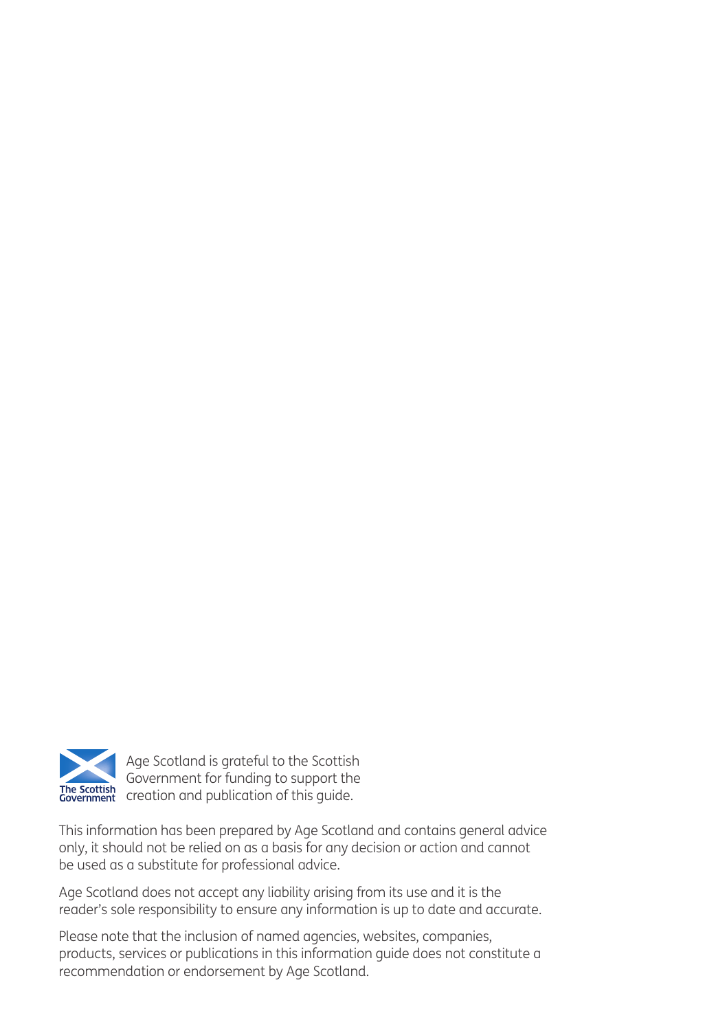Age Scotland is grateful to the Scottish Government for funding to support the creation and publication of this guide.

This information has been prepared by Age Scotland and contains general advice only, it should not be relied on as a basis for any decision or action and cannot be used as a substitute for professional advice.

Age Scotland does not accept any liability arising from its use and it is the reader's sole responsibility to ensure any information is up to date and accurate.

Please note that the inclusion of named agencies, websites, companies, products, services or publications in this information guide does not constitute a recommendation or endorsement by Age Scotland.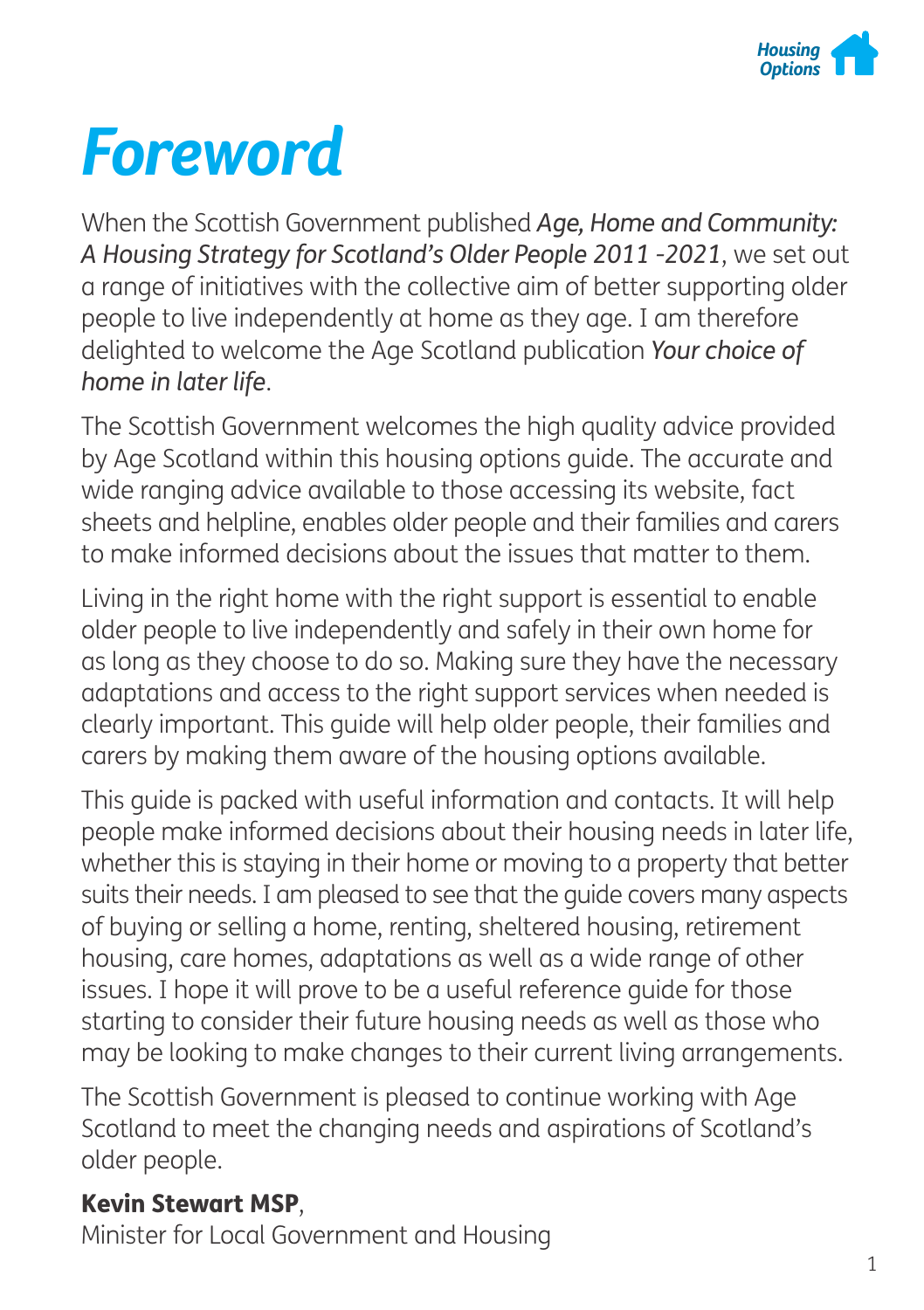# Foreword

When the Scottish Government published *Age, Home and Community: A Housing Strategy for Scotland's Older People 2011 -2021*, we set out a range of initiatives with the collective aim of better supporting older people to live independently at home as they age. I am therefore delighted to welcome the Age Scotland publication *Your choice of home in later life*.

The Scottish Government welcomes the high quality advice provided by Age Scotland within this housing options guide. The accurate and wide ranging advice available to those accessing its website, fact sheets and helpline, enables older people and their families and carers to make informed decisions about the issues that matter to them.

Living in the right home with the right support is essential to enable older people to live independently and safely in their own home for as long as they choose to do so. Making sure they have the necessary adaptations and access to the right support services when needed is clearly important. This guide will help older people, their families and carers by making them aware of the housing options available.

This guide is packed with useful information and contacts. It will help people make informed decisions about their housing needs in later life, whether this is staying in their home or moving to a property that better suits their needs. I am pleased to see that the guide covers many aspects of buying or selling a home, renting, sheltered housing, retirement housing, care homes, adaptations as well as a wide range of other issues. I hope it will prove to be a useful reference guide for those starting to consider their future housing needs as well as those who may be looking to make changes to their current living arrangements.

The Scottish Government is pleased to continue working with Age Scotland to meet the changing needs and aspirations of Scotland's older people.

**Kevin Stewart MSP**,
Minister for Local Government and Housing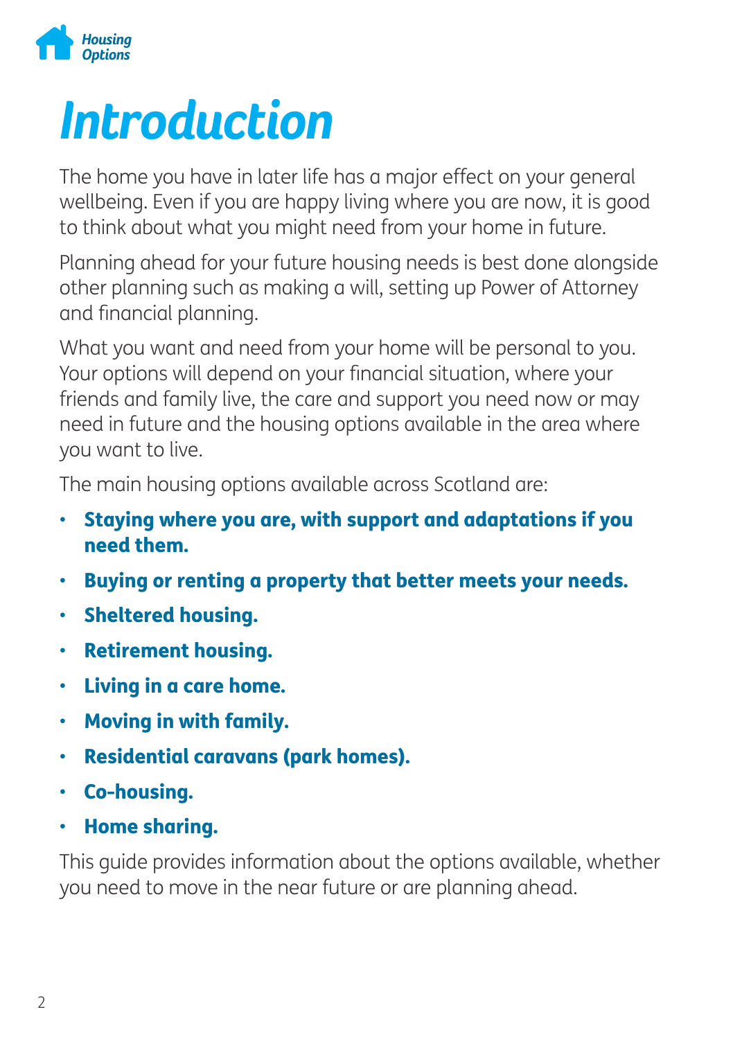# *Introduction*

The home you have in later life has a major effect on your general wellbeing. Even if you are happy living where you are now, it is good to think about what you might need from your home in future.

Planning ahead for your future housing needs is best done alongside other planning such as making a will, setting up Power of Attorney and financial planning.

What you want and need from your home will be personal to you. Your options will depend on your financial situation, where your friends and family live, the care and support you need now or may need in future and the housing options available in the area where you want to live.

The main housing options available across Scotland are:

- **Staying where you are, with support and adaptations if you need them.**
- **Buying or renting a property that better meets your needs.**
- **Sheltered housing.**
- **Retirement housing.**
- **Living in a care home.**
- **Moving in with family.**
- **Residential caravans (park homes).**
- **Co-housing.**
- **Home sharing.**

This guide provides information about the options available, whether you need to move in the near future or are planning ahead.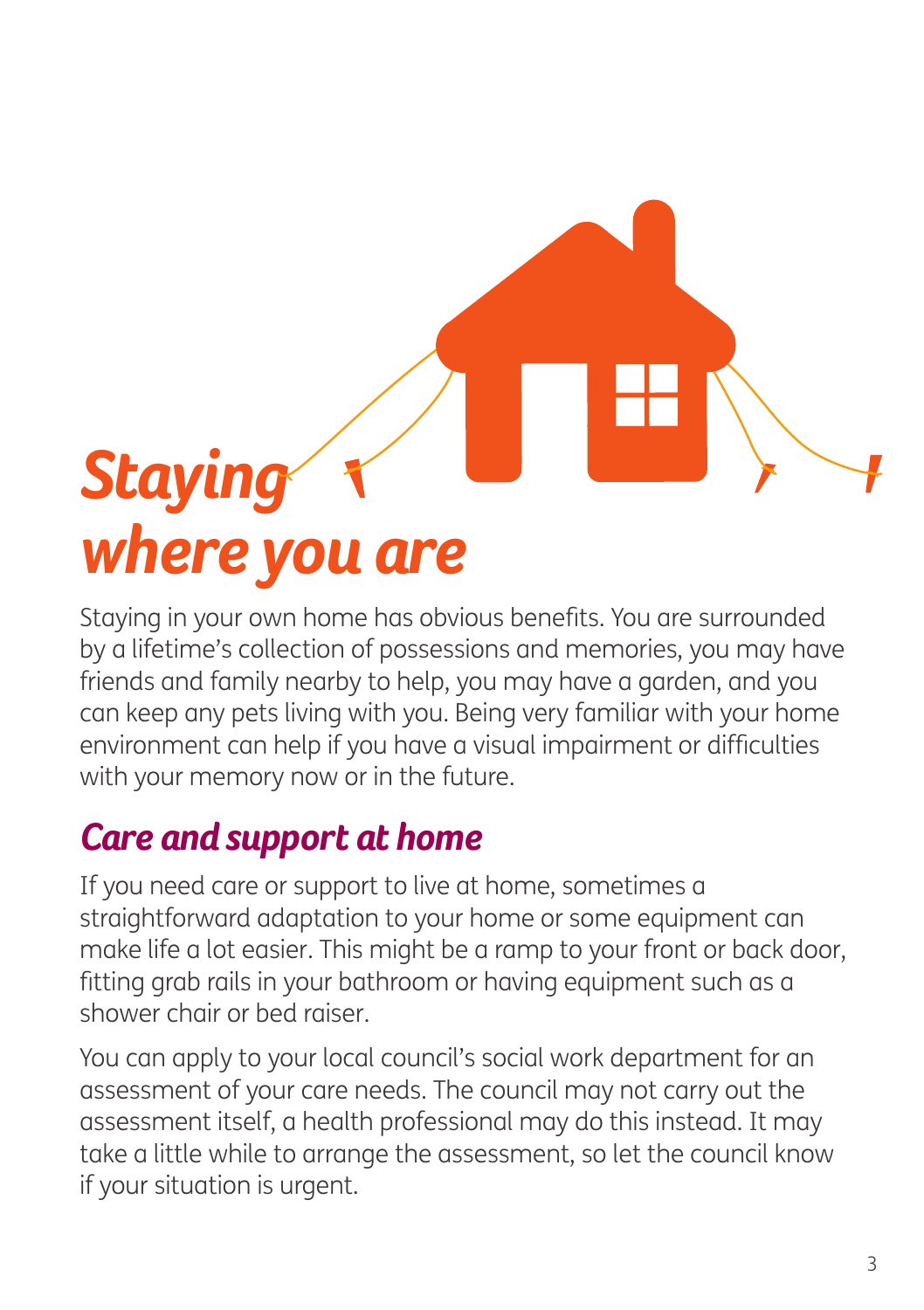# *Staying where you are*

Staying in your own home has obvious benefits. You are surrounded by a lifetime's collection of possessions and memories, you may have friends and family nearby to help, you may have a garden, and you can keep any pets living with you. Being very familiar with your home environment can help if you have a visual impairment or difficulties with your memory now or in the future.

## *Care and support at home*

If you need care or support to live at home, sometimes a straightforward adaptation to your home or some equipment can make life a lot easier. This might be a ramp to your front or back door, fitting grab rails in your bathroom or having equipment such as a shower chair or bed raiser.

You can apply to your local council's social work department for an assessment of your care needs. The council may not carry out the assessment itself, a health professional may do this instead. It may take a little while to arrange the assessment, so let the council know if your situation is urgent.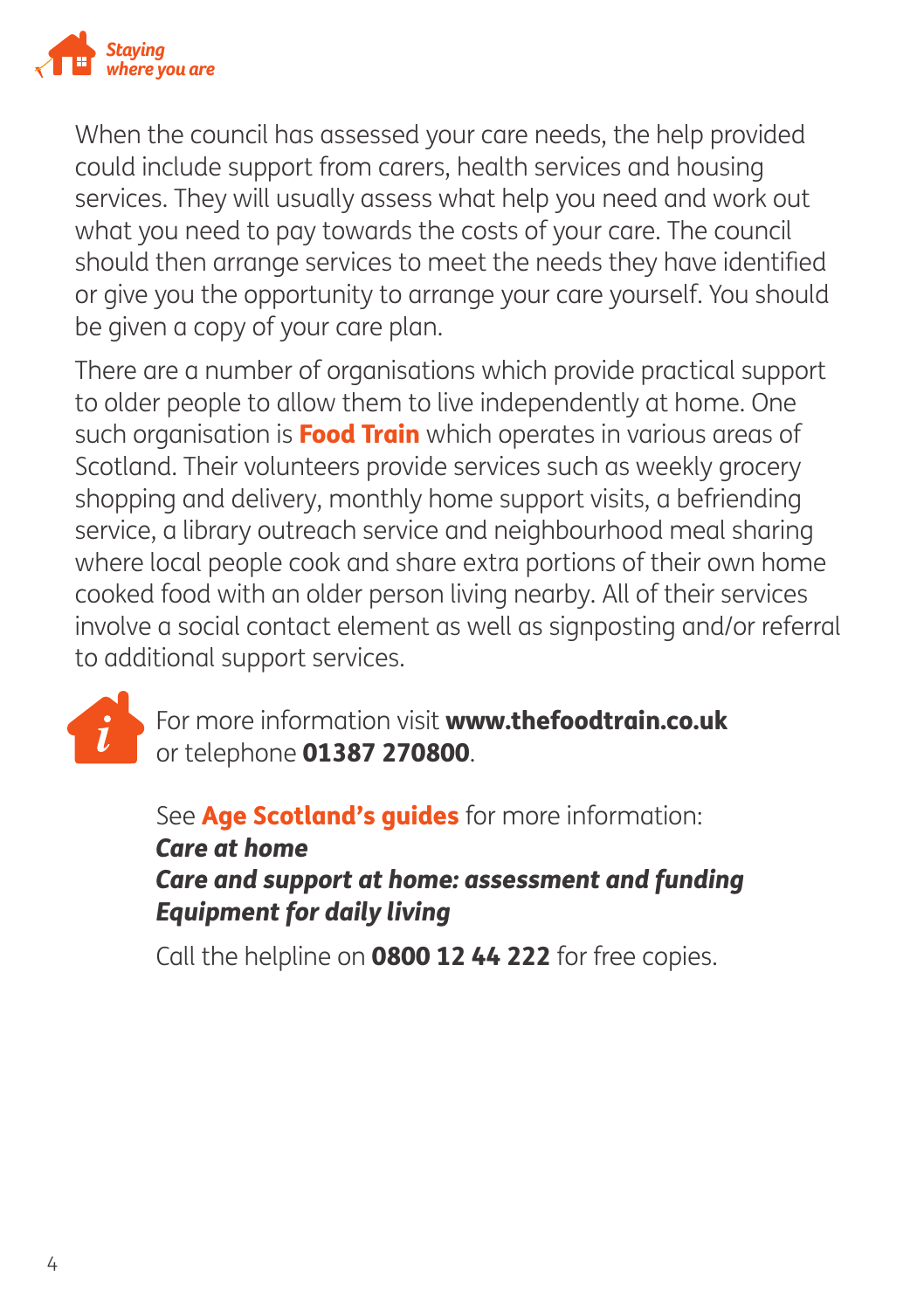When the council has assessed your care needs, the help provided could include support from carers, health services and housing services. They will usually assess what help you need and work out what you need to pay towards the costs of your care. The council should then arrange services to meet the needs they have identified or give you the opportunity to arrange your care yourself. You should be given a copy of your care plan.

There are a number of organisations which provide practical support to older people to allow them to live independently at home. One such organisation is **Food Train** which operates in various areas of Scotland. Their volunteers provide services such as weekly grocery shopping and delivery, monthly home support visits, a befriending service, a library outreach service and neighbourhood meal sharing where local people cook and share extra portions of their own home cooked food with an older person living nearby. All of their services involve a social contact element as well as signposting and/or referral to additional support services.

For more information visit **www.thefoodtrain.co.uk** or telephone **01387 270800**.

See **Age Scotland's guides** for more information:
***Care at home***
***Care and support at home: assessment and funding***
***Equipment for daily living***

Call the helpline on **0800 12 44 222** for free copies.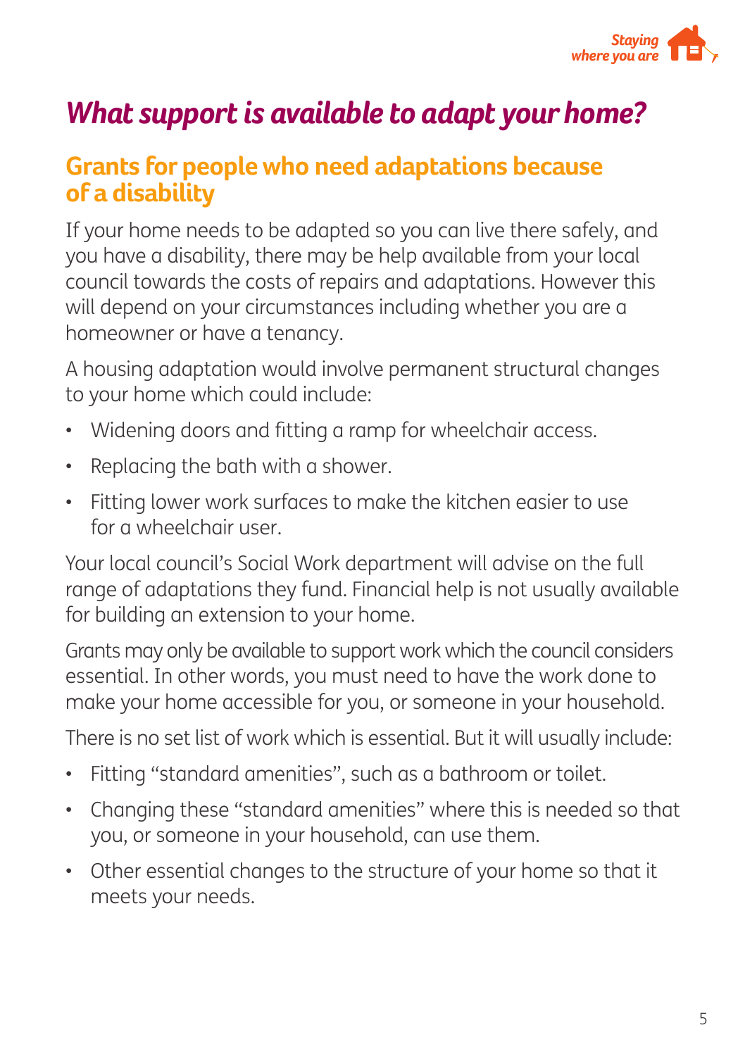# *What support is available to adapt your home?*

## Grants for people who need adaptations because of a disability

If your home needs to be adapted so you can live there safely, and you have a disability, there may be help available from your local council towards the costs of repairs and adaptations. However this will depend on your circumstances including whether you are a homeowner or have a tenancy.

A housing adaptation would involve permanent structural changes to your home which could include:

- Widening doors and fitting a ramp for wheelchair access.
- Replacing the bath with a shower.
- Fitting lower work surfaces to make the kitchen easier to use for a wheelchair user.

Your local council's Social Work department will advise on the full range of adaptations they fund. Financial help is not usually available for building an extension to your home.

Grants may only be available to support work which the council considers essential. In other words, you must need to have the work done to make your home accessible for you, or someone in your household.

There is no set list of work which is essential. But it will usually include:

- Fitting "standard amenities", such as a bathroom or toilet.
- Changing these "standard amenities" where this is needed so that you, or someone in your household, can use them.
- Other essential changes to the structure of your home so that it meets your needs.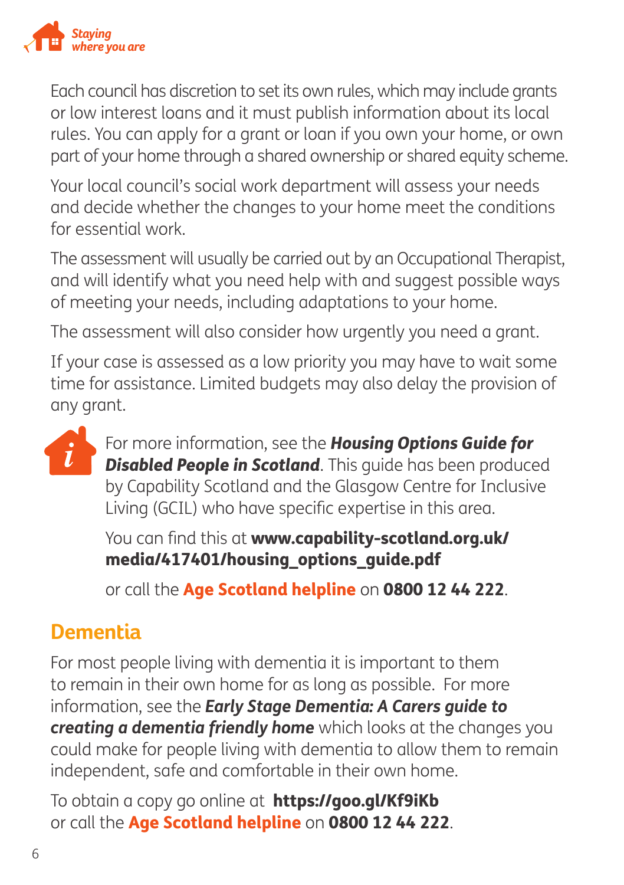Each council has discretion to set its own rules, which may include grants or low interest loans and it must publish information about its local rules. You can apply for a grant or loan if you own your home, or own part of your home through a shared ownership or shared equity scheme.

Your local council's social work department will assess your needs and decide whether the changes to your home meet the conditions for essential work.

The assessment will usually be carried out by an Occupational Therapist, and will identify what you need help with and suggest possible ways of meeting your needs, including adaptations to your home.

The assessment will also consider how urgently you need a grant.

If your case is assessed as a low priority you may have to wait some time for assistance. Limited budgets may also delay the provision of any grant.

For more information, see the ***Housing Options Guide for Disabled People in Scotland***. This guide has been produced by Capability Scotland and the Glasgow Centre for Inclusive Living (GCIL) who have specific expertise in this area.

You can find this at **www.capability-scotland.org.uk/media/417401/housing_options_guide.pdf**

or call the **Age Scotland helpline** on **0800 12 44 222**.

## Dementia

For most people living with dementia it is important to them to remain in their own home for as long as possible. For more information, see the ***Early Stage Dementia: A Carers guide to creating a dementia friendly home*** which looks at the changes you could make for people living with dementia to allow them to remain independent, safe and comfortable in their own home.

To obtain a copy go online at **https://goo.gl/Kf9iKb** or call the **Age Scotland helpline** on **0800 12 44 222**.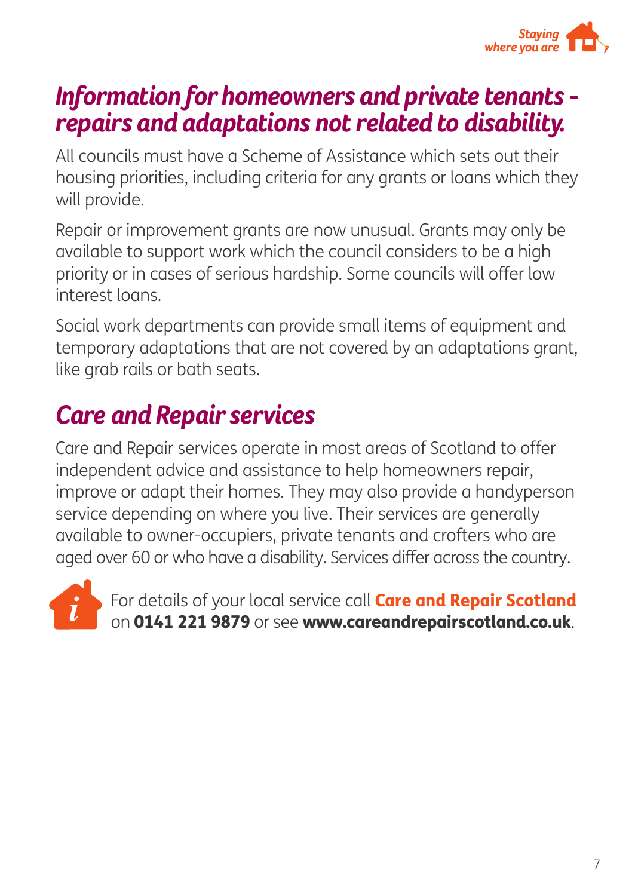## *Information for homeowners and private tenants - repairs and adaptations not related to disability.*

All councils must have a Scheme of Assistance which sets out their housing priorities, including criteria for any grants or loans which they will provide.

Repair or improvement grants are now unusual. Grants may only be available to support work which the council considers to be a high priority or in cases of serious hardship. Some councils will offer low interest loans.

Social work departments can provide small items of equipment and temporary adaptations that are not covered by an adaptations grant, like grab rails or bath seats.

## *Care and Repair services*

Care and Repair services operate in most areas of Scotland to offer independent advice and assistance to help homeowners repair, improve or adapt their homes. They may also provide a handyperson service depending on where you live. Their services are generally available to owner-occupiers, private tenants and crofters who are aged over 60 or who have a disability. Services differ across the country.

For details of your local service call **Care and Repair Scotland** on **0141 221 9879** or see **www.careandrepairscotland.co.uk**.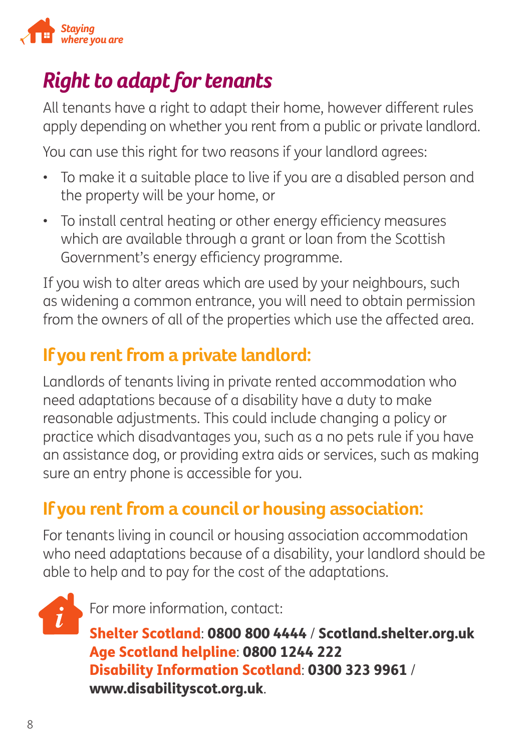# Right to adapt for tenants

All tenants have a right to adapt their home, however different rules apply depending on whether you rent from a public or private landlord.

You can use this right for two reasons if your landlord agrees:

- To make it a suitable place to live if you are a disabled person and the property will be your home, or
- To install central heating or other energy efficiency measures which are available through a grant or loan from the Scottish Government's energy efficiency programme.

If you wish to alter areas which are used by your neighbours, such as widening a common entrance, you will need to obtain permission from the owners of all of the properties which use the affected area.

## If you rent from a private landlord:

Landlords of tenants living in private rented accommodation who need adaptations because of a disability have a duty to make reasonable adjustments. This could include changing a policy or practice which disadvantages you, such as a no pets rule if you have an assistance dog, or providing extra aids or services, such as making sure an entry phone is accessible for you.

## If you rent from a council or housing association:

For tenants living in council or housing association accommodation who need adaptations because of a disability, your landlord should be able to help and to pay for the cost of the adaptations.

For more information, contact:

**Shelter Scotland**: **0800 800 4444** / **Scotland.shelter.org.uk**
**Age Scotland helpline**: **0800 1244 222**
**Disability Information Scotland**: **0300 323 9961** / **www.disabilityscot.org.uk**.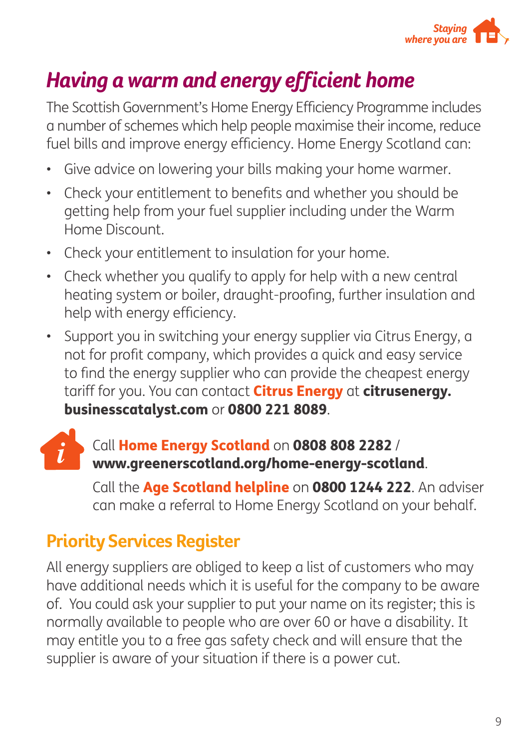# *Having a warm and energy efficient home*

The Scottish Government's Home Energy Efficiency Programme includes a number of schemes which help people maximise their income, reduce fuel bills and improve energy efficiency. Home Energy Scotland can:

- Give advice on lowering your bills making your home warmer.
- Check your entitlement to benefits and whether you should be getting help from your fuel supplier including under the Warm Home Discount.
- Check your entitlement to insulation for your home.
- Check whether you qualify to apply for help with a new central heating system or boiler, draught-proofing, further insulation and help with energy efficiency.
- Support you in switching your energy supplier via Citrus Energy, a not for profit company, which provides a quick and easy service to find the energy supplier who can provide the cheapest energy tariff for you. You can contact **Citrus Energy** at **citrusenergy.businesscatalyst.com** or **0800 221 8089**.

Call **Home Energy Scotland** on **0808 808 2282** / **www.greenerscotland.org/home-energy-scotland**.

Call the **Age Scotland helpline** on **0800 1244 222**. An adviser can make a referral to Home Energy Scotland on your behalf.

## Priority Services Register

All energy suppliers are obliged to keep a list of customers who may have additional needs which it is useful for the company to be aware of. You could ask your supplier to put your name on its register; this is normally available to people who are over 60 or have a disability. It may entitle you to a free gas safety check and will ensure that the supplier is aware of your situation if there is a power cut.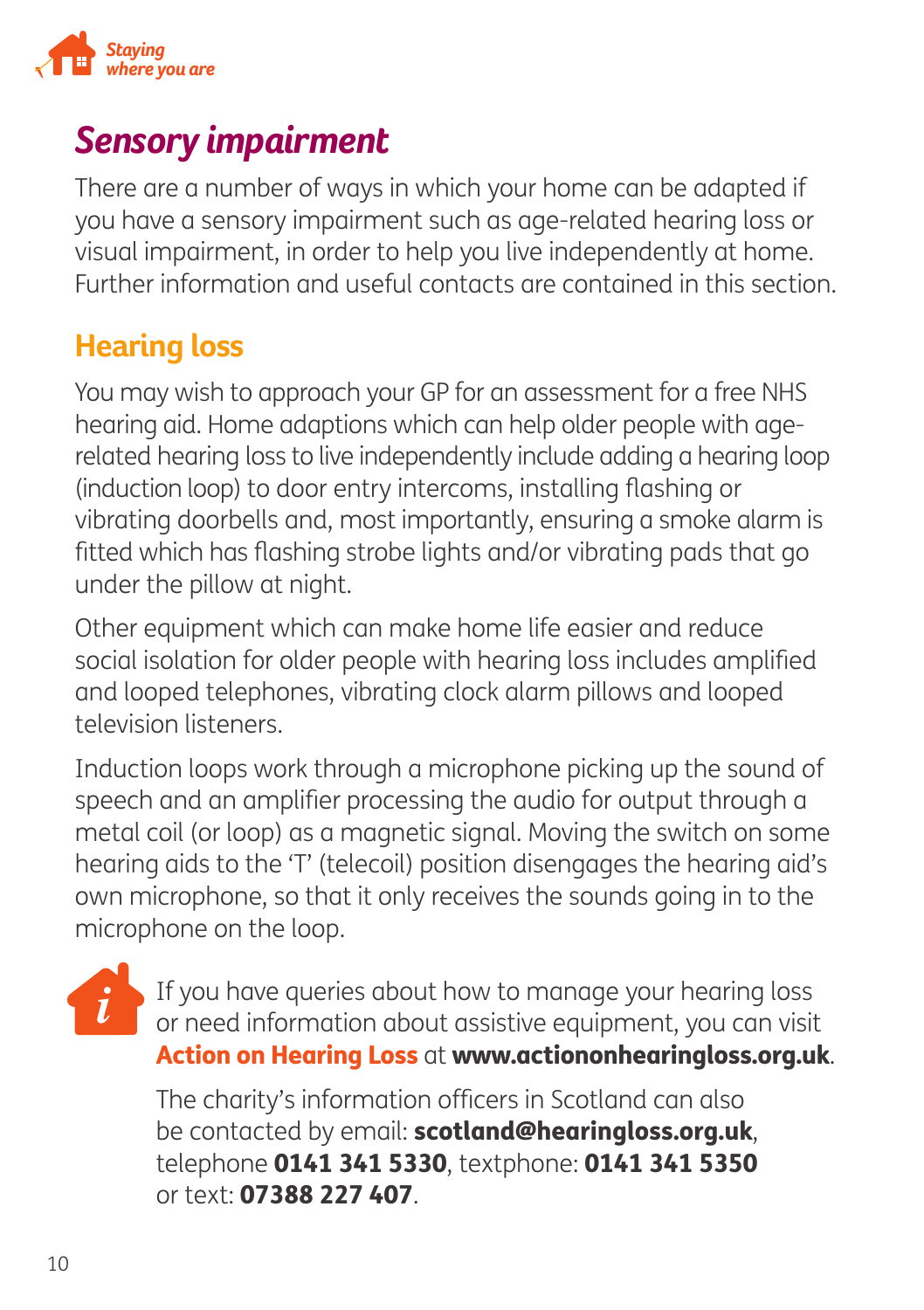## *Sensory impairment*

There are a number of ways in which your home can be adapted if you have a sensory impairment such as age-related hearing loss or visual impairment, in order to help you live independently at home. Further information and useful contacts are contained in this section.

### Hearing loss

You may wish to approach your GP for an assessment for a free NHS hearing aid. Home adaptions which can help older people with age-related hearing loss to live independently include adding a hearing loop (induction loop) to door entry intercoms, installing flashing or vibrating doorbells and, most importantly, ensuring a smoke alarm is fitted which has flashing strobe lights and/or vibrating pads that go under the pillow at night.

Other equipment which can make home life easier and reduce social isolation for older people with hearing loss includes amplified and looped telephones, vibrating clock alarm pillows and looped television listeners.

Induction loops work through a microphone picking up the sound of speech and an amplifier processing the audio for output through a metal coil (or loop) as a magnetic signal. Moving the switch on some hearing aids to the 'T' (telecoil) position disengages the hearing aid's own microphone, so that it only receives the sounds going in to the microphone on the loop.

If you have queries about how to manage your hearing loss or need information about assistive equipment, you can visit **Action on Hearing Loss** at **www.actiononhearingloss.org.uk**.

The charity's information officers in Scotland can also be contacted by email: **scotland@hearingloss.org.uk**, telephone **0141 341 5330**, textphone: **0141 341 5350** or text: **07388 227 407**.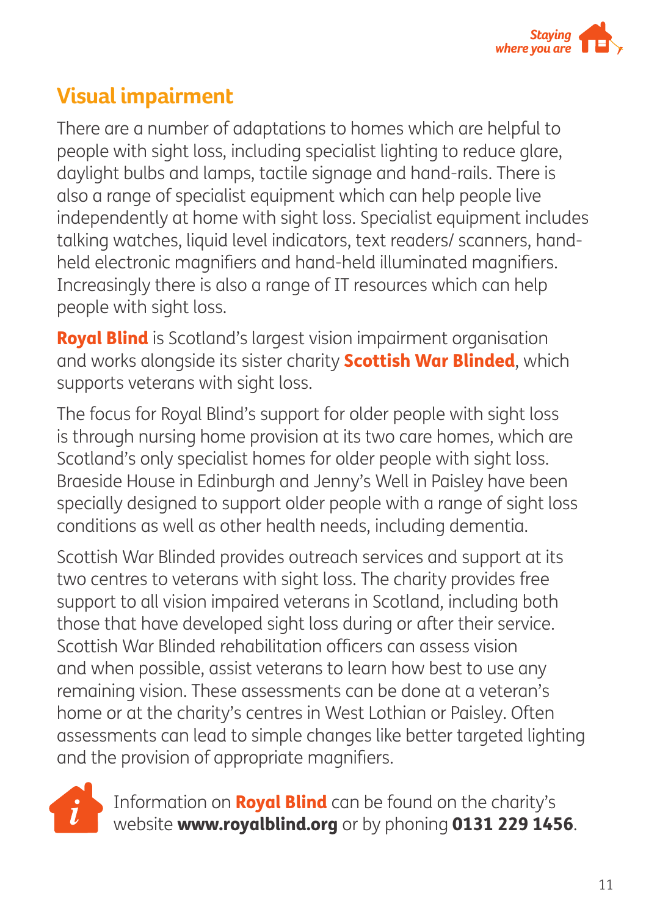## Visual impairment

There are a number of adaptations to homes which are helpful to people with sight loss, including specialist lighting to reduce glare, daylight bulbs and lamps, tactile signage and hand-rails. There is also a range of specialist equipment which can help people live independently at home with sight loss. Specialist equipment includes talking watches, liquid level indicators, text readers/ scanners, hand-held electronic magnifiers and hand-held illuminated magnifiers. Increasingly there is also a range of IT resources which can help people with sight loss.

**Royal Blind** is Scotland's largest vision impairment organisation and works alongside its sister charity **Scottish War Blinded**, which supports veterans with sight loss.

The focus for Royal Blind's support for older people with sight loss is through nursing home provision at its two care homes, which are Scotland's only specialist homes for older people with sight loss. Braeside House in Edinburgh and Jenny's Well in Paisley have been specially designed to support older people with a range of sight loss conditions as well as other health needs, including dementia.

Scottish War Blinded provides outreach services and support at its two centres to veterans with sight loss. The charity provides free support to all vision impaired veterans in Scotland, including both those that have developed sight loss during or after their service. Scottish War Blinded rehabilitation officers can assess vision and when possible, assist veterans to learn how best to use any remaining vision. These assessments can be done at a veteran's home or at the charity's centres in West Lothian or Paisley. Often assessments can lead to simple changes like better targeted lighting and the provision of appropriate magnifiers.

Information on **Royal Blind** can be found on the charity's website **www.royalblind.org** or by phoning **0131 229 1456**.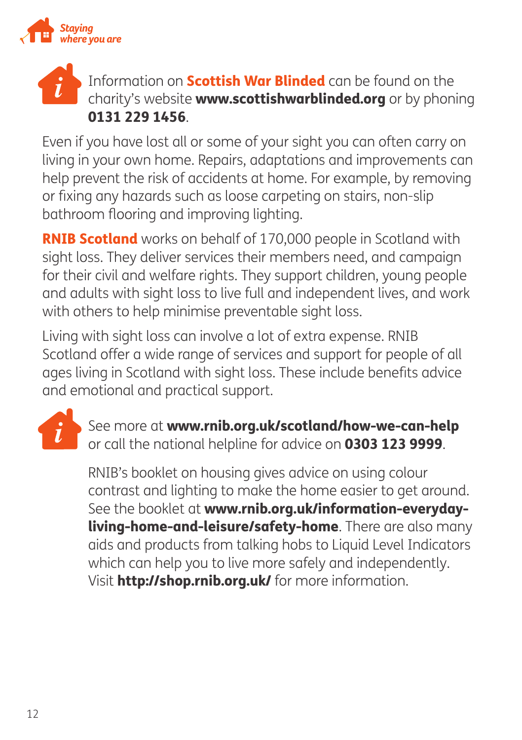Information on **Scottish War Blinded** can be found on the charity's website **www.scottishwarblinded.org** or by phoning **0131 229 1456**.

Even if you have lost all or some of your sight you can often carry on living in your own home. Repairs, adaptations and improvements can help prevent the risk of accidents at home. For example, by removing or fixing any hazards such as loose carpeting on stairs, non-slip bathroom flooring and improving lighting.

**RNIB Scotland** works on behalf of 170,000 people in Scotland with sight loss. They deliver services their members need, and campaign for their civil and welfare rights. They support children, young people and adults with sight loss to live full and independent lives, and work with others to help minimise preventable sight loss.

Living with sight loss can involve a lot of extra expense. RNIB Scotland offer a wide range of services and support for people of all ages living in Scotland with sight loss. These include benefits advice and emotional and practical support.

See more at **www.rnib.org.uk/scotland/how-we-can-help** or call the national helpline for advice on **0303 123 9999**.

RNIB's booklet on housing gives advice on using colour contrast and lighting to make the home easier to get around. See the booklet at **www.rnib.org.uk/information-everyday-living-home-and-leisure/safety-home**. There are also many aids and products from talking hobs to Liquid Level Indicators which can help you to live more safely and independently. Visit **http://shop.rnib.org.uk/** for more information.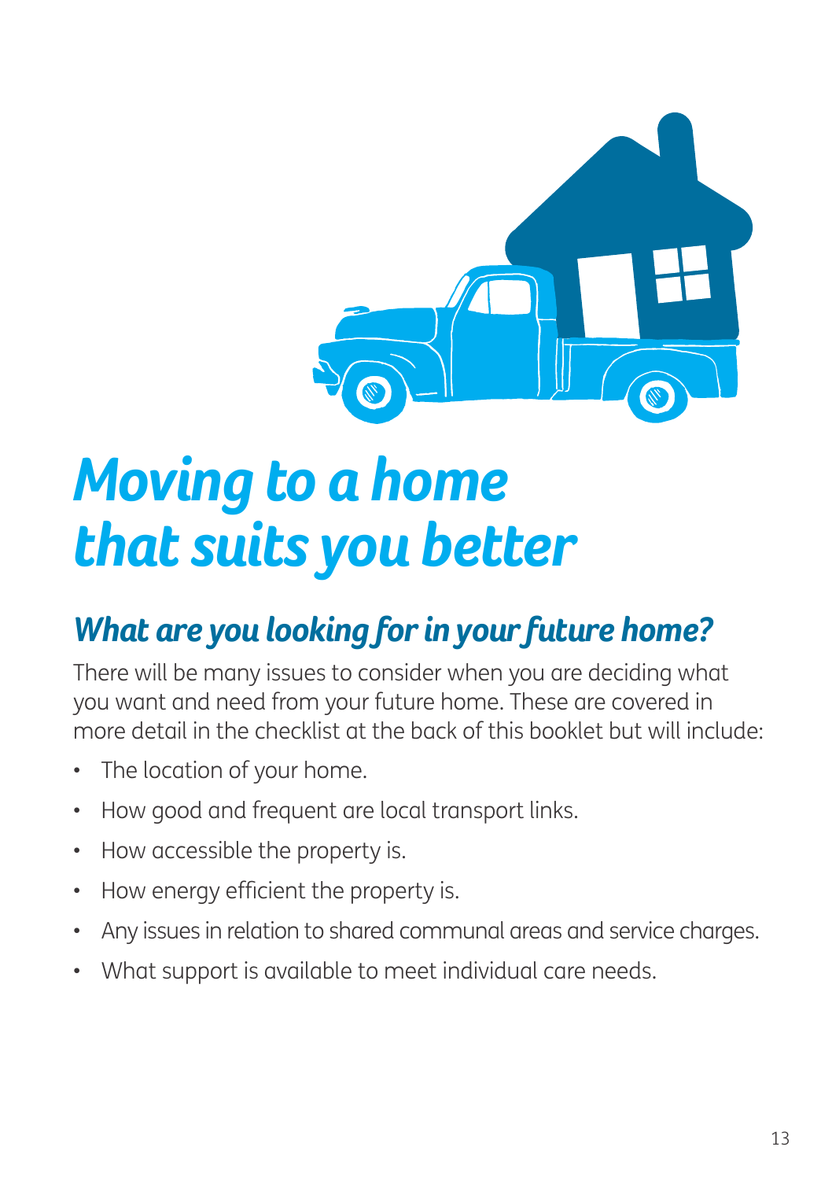# *Moving to a home that suits you better*

## *What are you looking for in your future home?*

There will be many issues to consider when you are deciding what you want and need from your future home. These are covered in more detail in the checklist at the back of this booklet but will include:

- The location of your home.
- How good and frequent are local transport links.
- How accessible the property is.
- How energy efficient the property is.
- Any issues in relation to shared communal areas and service charges.
- What support is available to meet individual care needs.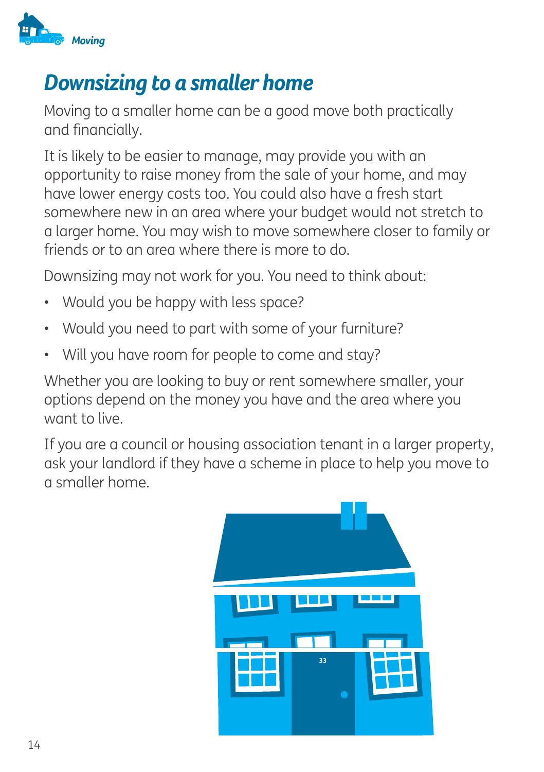# Downsizing to a smaller home

Moving to a smaller home can be a good move both practically and financially.

It is likely to be easier to manage, may provide you with an opportunity to raise money from the sale of your home, and may have lower energy costs too. You could also have a fresh start somewhere new in an area where your budget would not stretch to a larger home. You may wish to move somewhere closer to family or friends or to an area where there is more to do.

Downsizing may not work for you. You need to think about:

- Would you be happy with less space?
- Would you need to part with some of your furniture?
- Will you have room for people to come and stay?

Whether you are looking to buy or rent somewhere smaller, your options depend on the money you have and the area where you want to live.

If you are a council or housing association tenant in a larger property, ask your landlord if they have a scheme in place to help you move to a smaller home.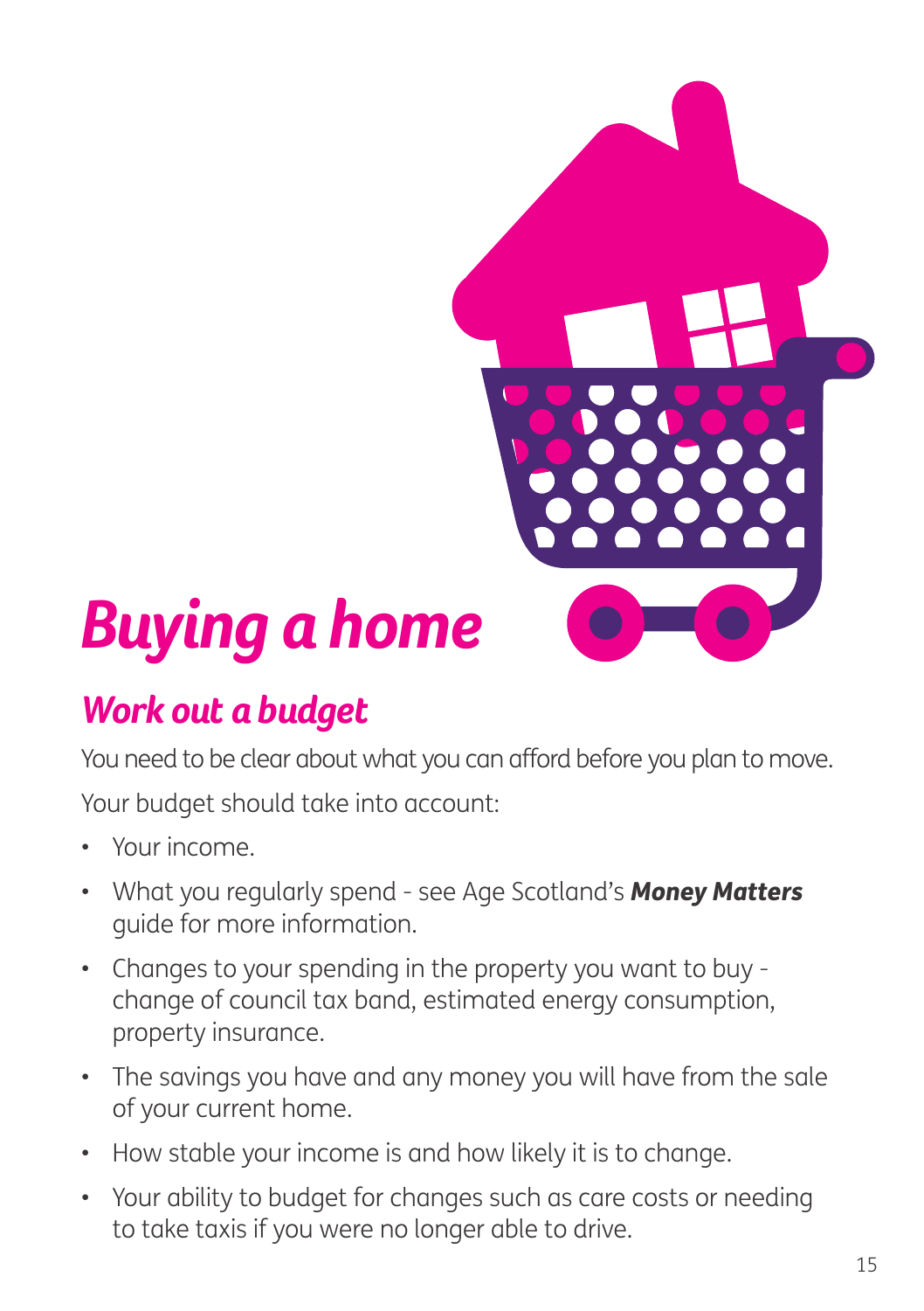# *Buying a home*

## *Work out a budget*

You need to be clear about what you can afford before you plan to move.

Your budget should take into account:

- Your income.
- What you regularly spend - see Age Scotland's ***Money Matters*** guide for more information.
- Changes to your spending in the property you want to buy - change of council tax band, estimated energy consumption, property insurance.
- The savings you have and any money you will have from the sale of your current home.
- How stable your income is and how likely it is to change.
- Your ability to budget for changes such as care costs or needing to take taxis if you were no longer able to drive.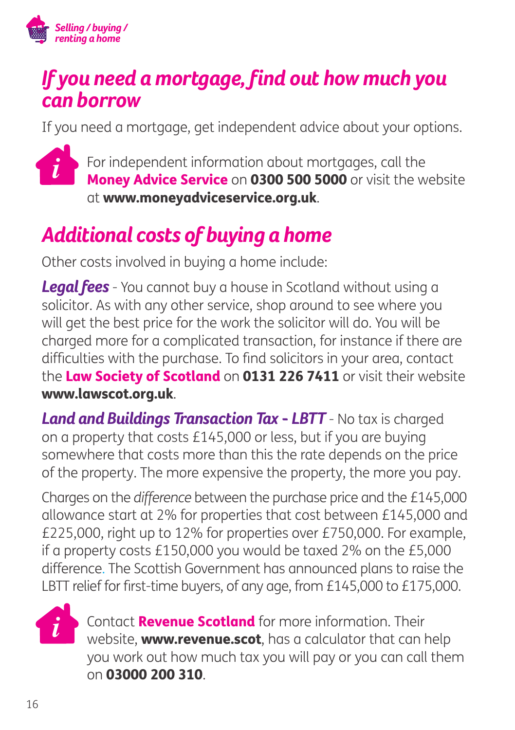## *If you need a mortgage, find out how much you can borrow*

If you need a mortgage, get independent advice about your options.

For independent information about mortgages, call the **Money Advice Service** on **0300 500 5000** or visit the website at **www.moneyadviceservice.org.uk**.

## *Additional costs of buying a home*

Other costs involved in buying a home include:

***Legal fees*** - You cannot buy a house in Scotland without using a solicitor. As with any other service, shop around to see where you will get the best price for the work the solicitor will do. You will be charged more for a complicated transaction, for instance if there are difficulties with the purchase. To find solicitors in your area, contact the **Law Society of Scotland** on **0131 226 7411** or visit their website **www.lawscot.org.uk**.

***Land and Buildings Transaction Tax - LBTT*** - No tax is charged on a property that costs £145,000 or less, but if you are buying somewhere that costs more than this the rate depends on the price of the property. The more expensive the property, the more you pay.

Charges on the *difference* between the purchase price and the £145,000 allowance start at 2% for properties that cost between £145,000 and £225,000, right up to 12% for properties over £750,000. For example, if a property costs £150,000 you would be taxed 2% on the £5,000 difference. The Scottish Government has announced plans to raise the LBTT relief for first-time buyers, of any age, from £145,000 to £175,000.

Contact **Revenue Scotland** for more information. Their website, **www.revenue.scot**, has a calculator that can help you work out how much tax you will pay or you can call them on **03000 200 310**.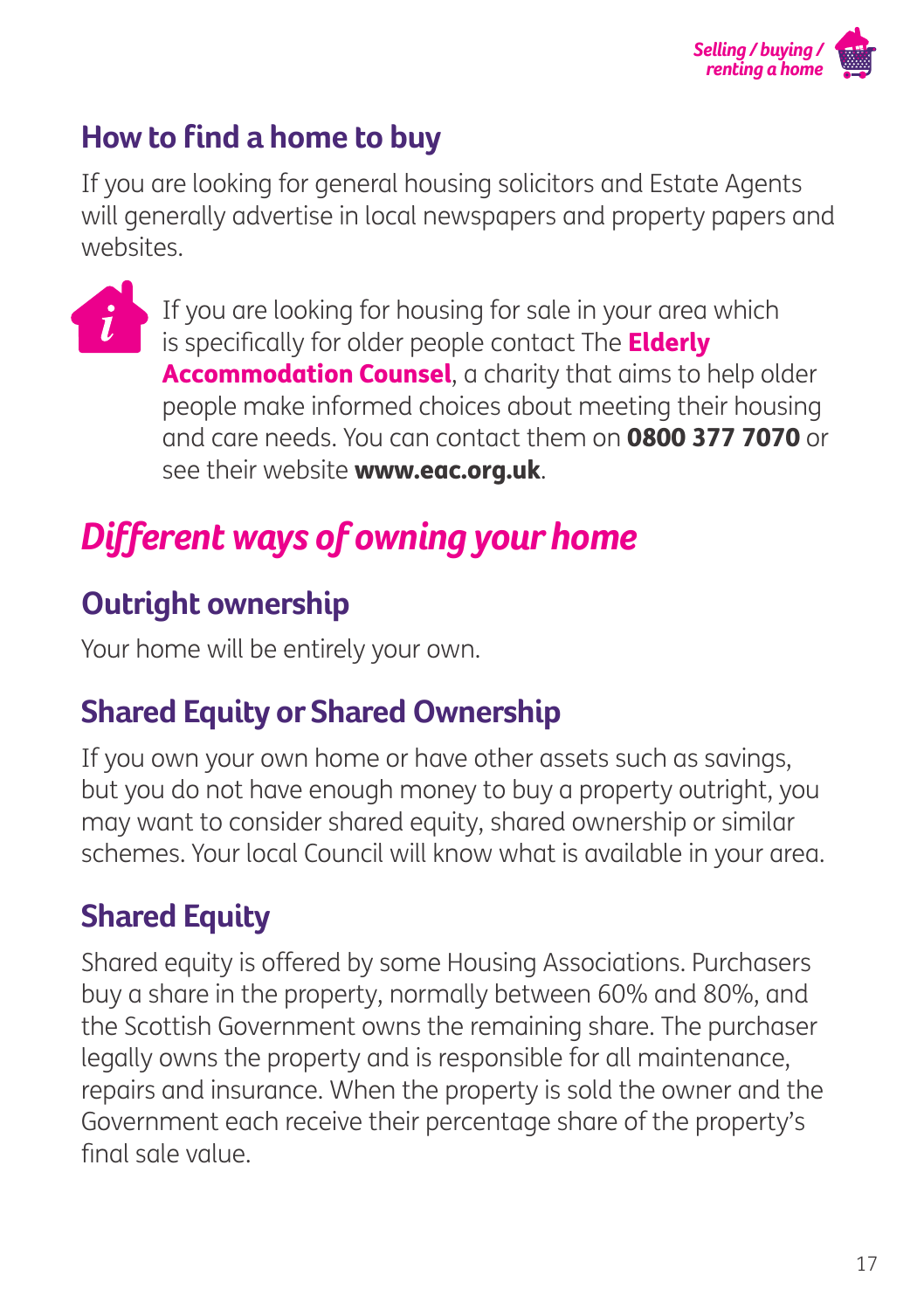## How to find a home to buy

If you are looking for general housing solicitors and Estate Agents will generally advertise in local newspapers and property papers and websites.

If you are looking for housing for sale in your area which is specifically for older people contact The **Elderly Accommodation Counsel**, a charity that aims to help older people make informed choices about meeting their housing and care needs. You can contact them on **0800 377 7070** or see their website **www.eac.org.uk**.

# *Different ways of owning your home*

## Outright ownership

Your home will be entirely your own.

## Shared Equity or Shared Ownership

If you own your own home or have other assets such as savings, but you do not have enough money to buy a property outright, you may want to consider shared equity, shared ownership or similar schemes. Your local Council will know what is available in your area.

## Shared Equity

Shared equity is offered by some Housing Associations. Purchasers buy a share in the property, normally between 60% and 80%, and the Scottish Government owns the remaining share. The purchaser legally owns the property and is responsible for all maintenance, repairs and insurance. When the property is sold the owner and the Government each receive their percentage share of the property's final sale value.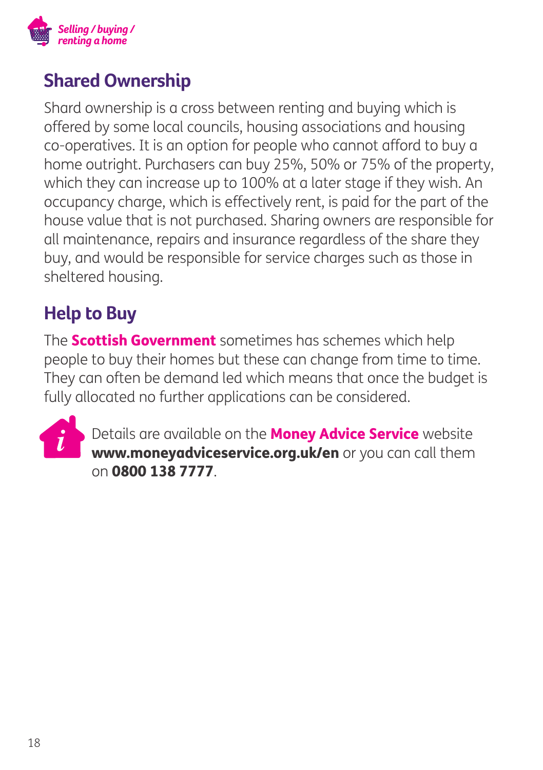## Shared Ownership

Shard ownership is a cross between renting and buying which is offered by some local councils, housing associations and housing co-operatives. It is an option for people who cannot afford to buy a home outright. Purchasers can buy 25%, 50% or 75% of the property, which they can increase up to 100% at a later stage if they wish. An occupancy charge, which is effectively rent, is paid for the part of the house value that is not purchased. Sharing owners are responsible for all maintenance, repairs and insurance regardless of the share they buy, and would be responsible for service charges such as those in sheltered housing.

## Help to Buy

The **Scottish Government** sometimes has schemes which help people to buy their homes but these can change from time to time. They can often be demand led which means that once the budget is fully allocated no further applications can be considered.

Details are available on the **Money Advice Service** website **www.moneyadviceservice.org.uk/en** or you can call them on **0800 138 7777**.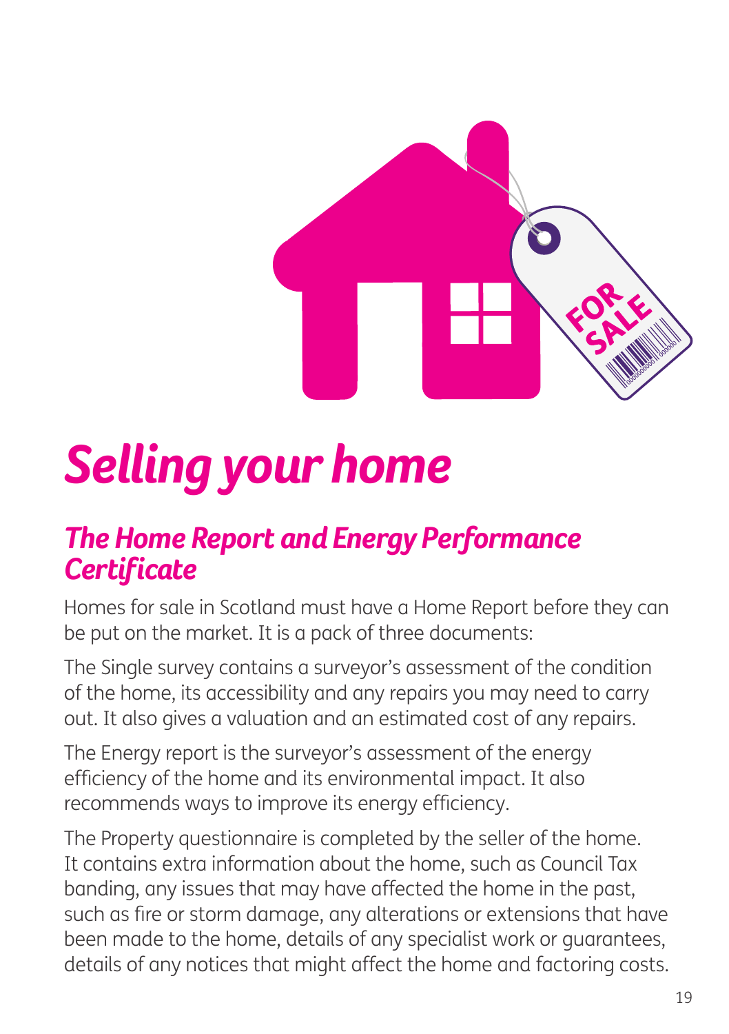# Selling your home

## The Home Report and Energy Performance Certificate

Homes for sale in Scotland must have a Home Report before they can be put on the market. It is a pack of three documents:

The Single survey contains a surveyor's assessment of the condition of the home, its accessibility and any repairs you may need to carry out. It also gives a valuation and an estimated cost of any repairs.

The Energy report is the surveyor's assessment of the energy efficiency of the home and its environmental impact. It also recommends ways to improve its energy efficiency.

The Property questionnaire is completed by the seller of the home. It contains extra information about the home, such as Council Tax banding, any issues that may have affected the home in the past, such as fire or storm damage, any alterations or extensions that have been made to the home, details of any specialist work or guarantees, details of any notices that might affect the home and factoring costs.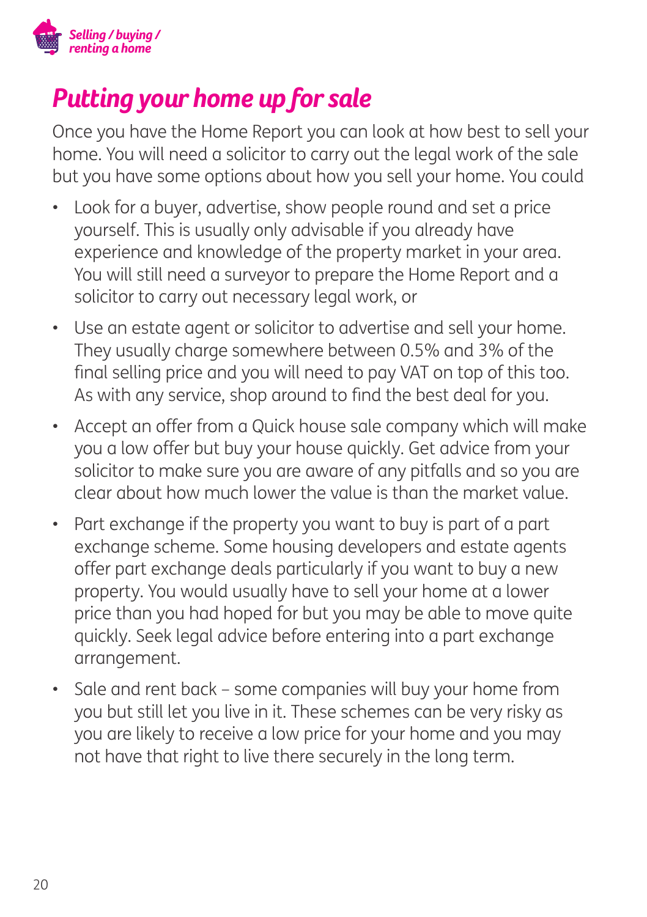## Putting your home up for sale

Once you have the Home Report you can look at how best to sell your home. You will need a solicitor to carry out the legal work of the sale but you have some options about how you sell your home. You could

- Look for a buyer, advertise, show people round and set a price yourself. This is usually only advisable if you already have experience and knowledge of the property market in your area. You will still need a surveyor to prepare the Home Report and a solicitor to carry out necessary legal work, or
- Use an estate agent or solicitor to advertise and sell your home. They usually charge somewhere between 0.5% and 3% of the final selling price and you will need to pay VAT on top of this too. As with any service, shop around to find the best deal for you.
- Accept an offer from a Quick house sale company which will make you a low offer but buy your house quickly. Get advice from your solicitor to make sure you are aware of any pitfalls and so you are clear about how much lower the value is than the market value.
- Part exchange if the property you want to buy is part of a part exchange scheme. Some housing developers and estate agents offer part exchange deals particularly if you want to buy a new property. You would usually have to sell your home at a lower price than you had hoped for but you may be able to move quite quickly. Seek legal advice before entering into a part exchange arrangement.
- Sale and rent back – some companies will buy your home from you but still let you live in it. These schemes can be very risky as you are likely to receive a low price for your home and you may not have that right to live there securely in the long term.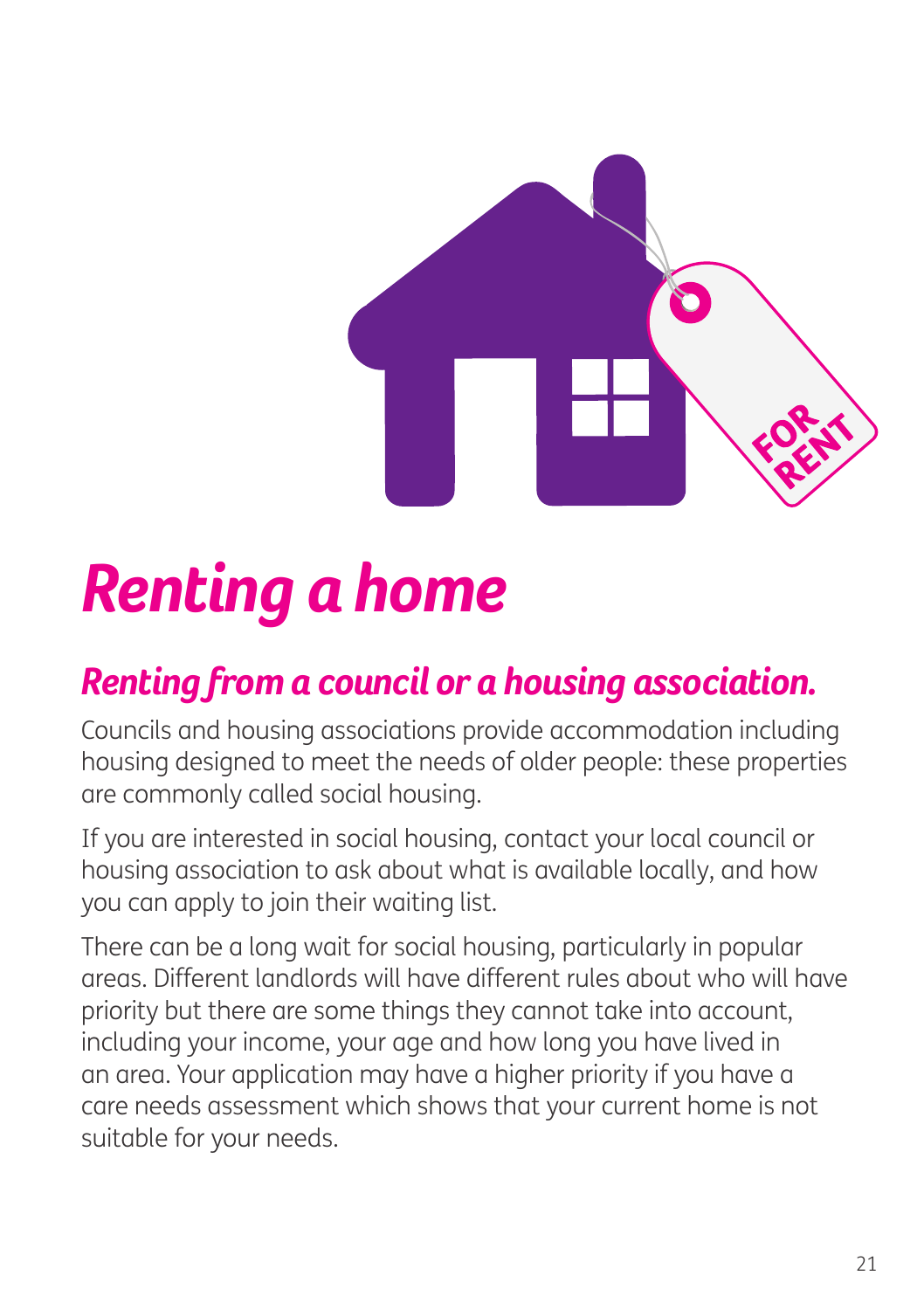# Renting a home

## Renting from a council or a housing association.

Councils and housing associations provide accommodation including housing designed to meet the needs of older people: these properties are commonly called social housing.

If you are interested in social housing, contact your local council or housing association to ask about what is available locally, and how you can apply to join their waiting list.

There can be a long wait for social housing, particularly in popular areas. Different landlords will have different rules about who will have priority but there are some things they cannot take into account, including your income, your age and how long you have lived in an area. Your application may have a higher priority if you have a care needs assessment which shows that your current home is not suitable for your needs.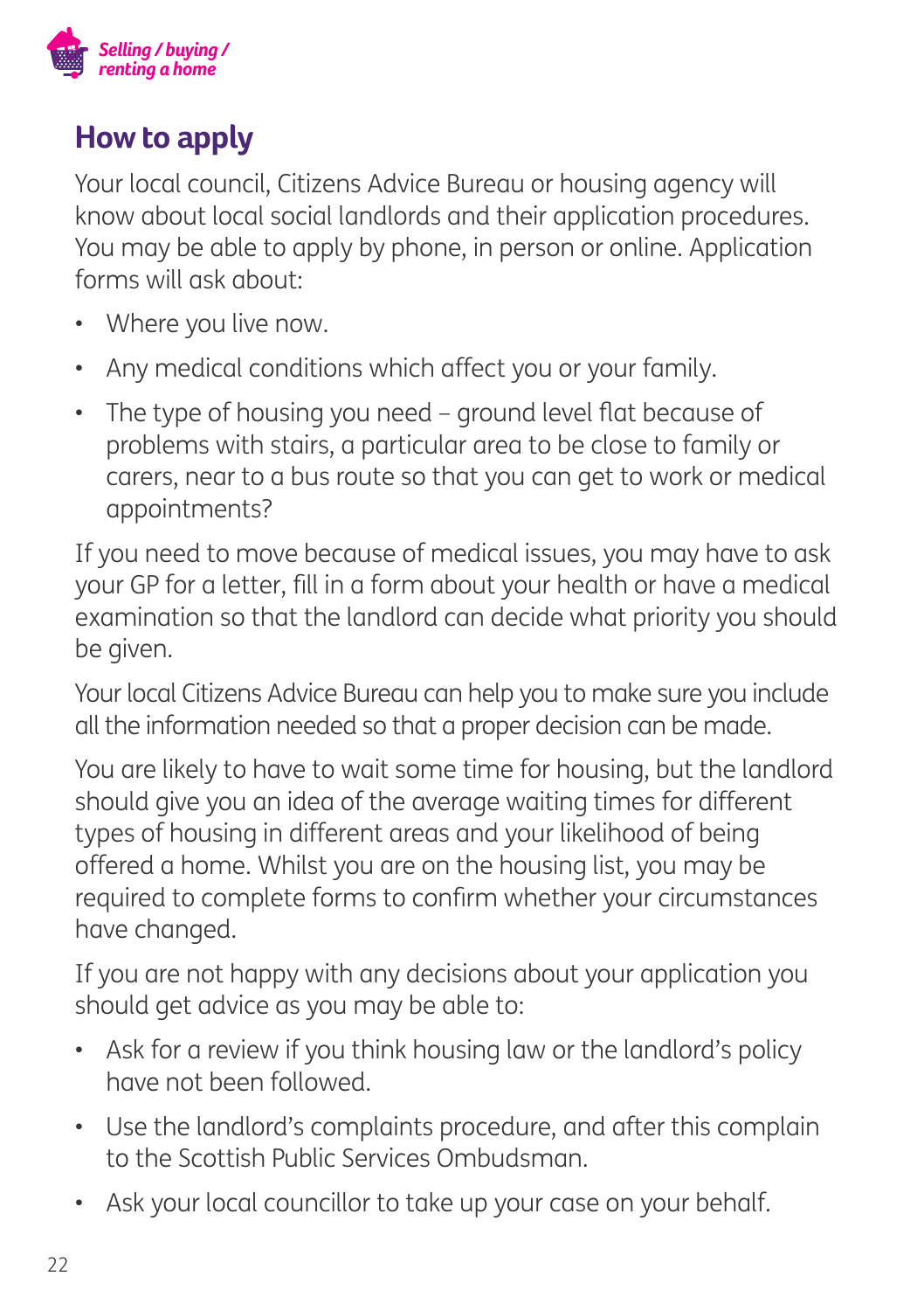## How to apply

Your local council, Citizens Advice Bureau or housing agency will know about local social landlords and their application procedures. You may be able to apply by phone, in person or online. Application forms will ask about:

- Where you live now.
- Any medical conditions which affect you or your family.
- The type of housing you need – ground level flat because of problems with stairs, a particular area to be close to family or carers, near to a bus route so that you can get to work or medical appointments?

If you need to move because of medical issues, you may have to ask your GP for a letter, fill in a form about your health or have a medical examination so that the landlord can decide what priority you should be given.

Your local Citizens Advice Bureau can help you to make sure you include all the information needed so that a proper decision can be made.

You are likely to have to wait some time for housing, but the landlord should give you an idea of the average waiting times for different types of housing in different areas and your likelihood of being offered a home. Whilst you are on the housing list, you may be required to complete forms to confirm whether your circumstances have changed.

If you are not happy with any decisions about your application you should get advice as you may be able to:

- Ask for a review if you think housing law or the landlord's policy have not been followed.
- Use the landlord's complaints procedure, and after this complain to the Scottish Public Services Ombudsman.
- Ask your local councillor to take up your case on your behalf.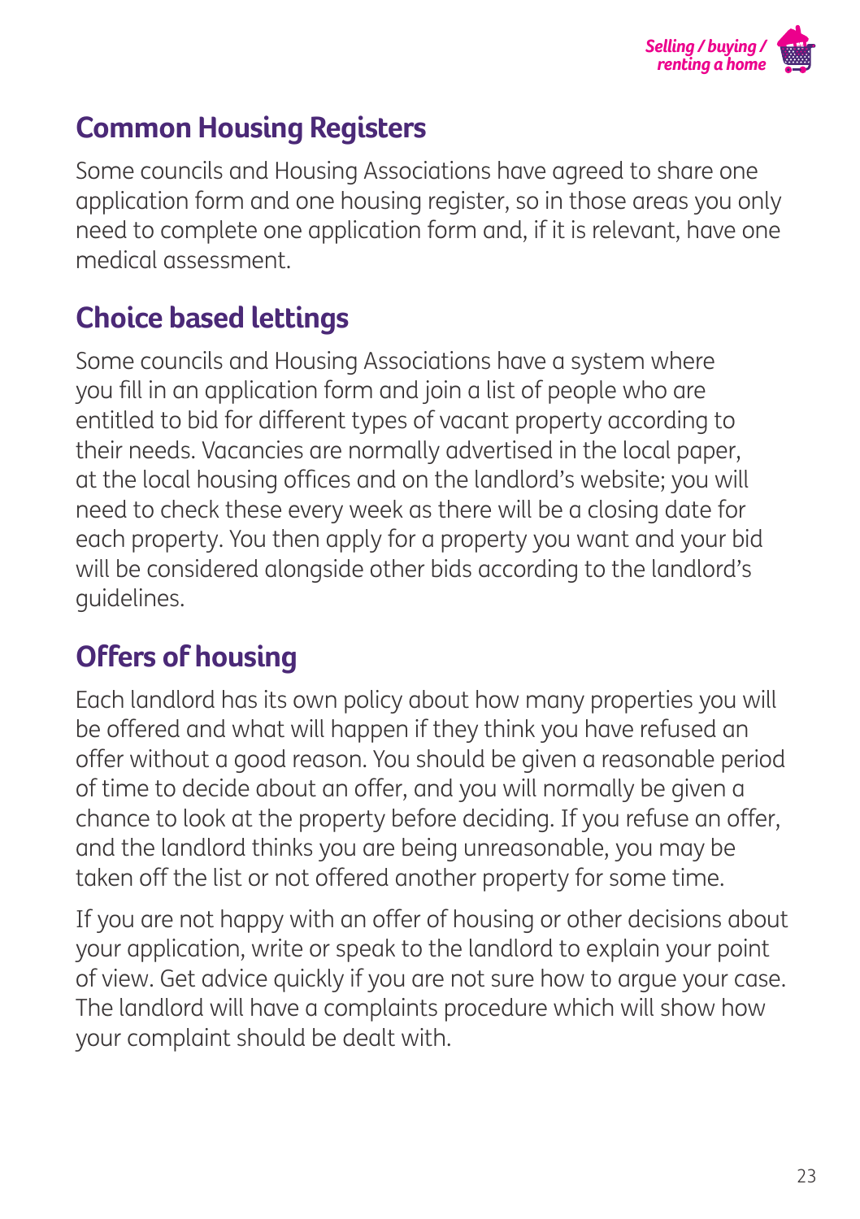## Common Housing Registers

Some councils and Housing Associations have agreed to share one application form and one housing register, so in those areas you only need to complete one application form and, if it is relevant, have one medical assessment.

## Choice based lettings

Some councils and Housing Associations have a system where you fill in an application form and join a list of people who are entitled to bid for different types of vacant property according to their needs. Vacancies are normally advertised in the local paper, at the local housing offices and on the landlord's website; you will need to check these every week as there will be a closing date for each property. You then apply for a property you want and your bid will be considered alongside other bids according to the landlord's guidelines.

## Offers of housing

Each landlord has its own policy about how many properties you will be offered and what will happen if they think you have refused an offer without a good reason. You should be given a reasonable period of time to decide about an offer, and you will normally be given a chance to look at the property before deciding. If you refuse an offer, and the landlord thinks you are being unreasonable, you may be taken off the list or not offered another property for some time.

If you are not happy with an offer of housing or other decisions about your application, write or speak to the landlord to explain your point of view. Get advice quickly if you are not sure how to argue your case. The landlord will have a complaints procedure which will show how your complaint should be dealt with.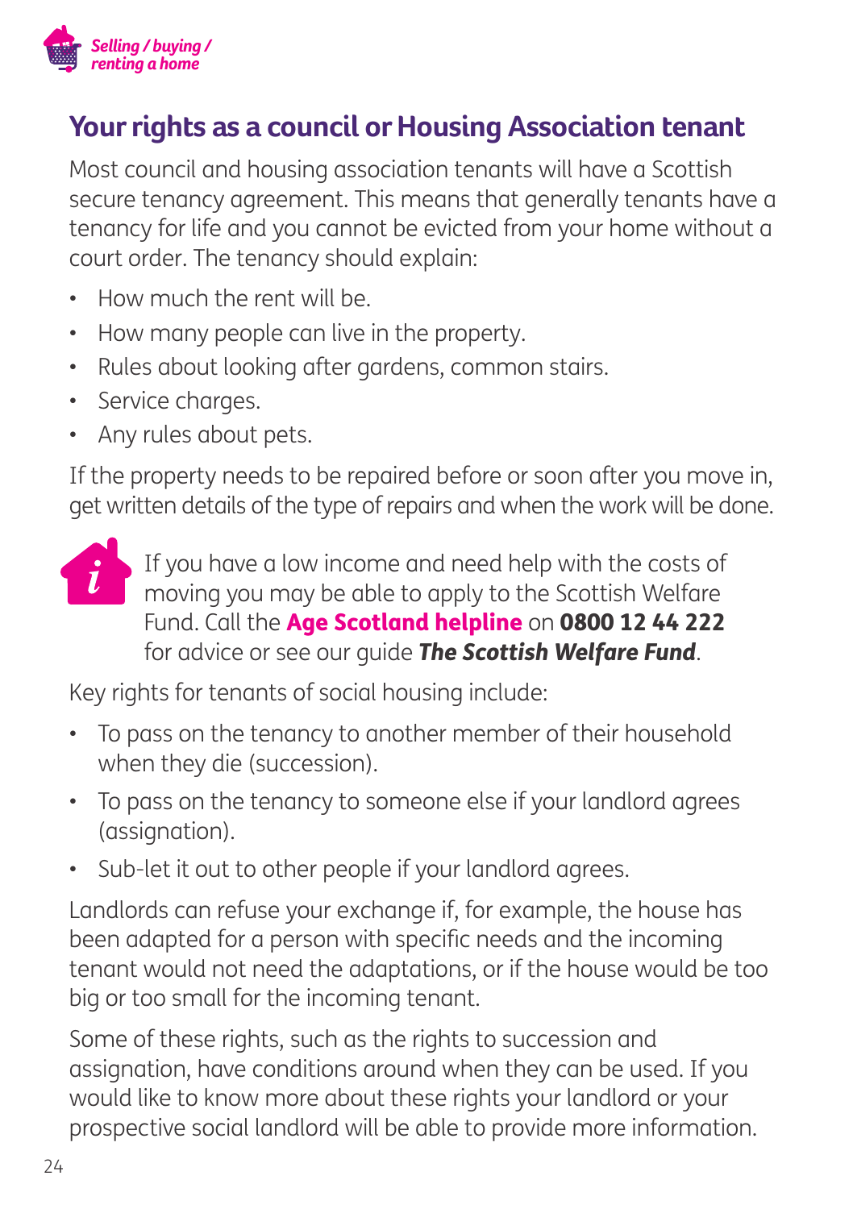## Your rights as a council or Housing Association tenant

Most council and housing association tenants will have a Scottish secure tenancy agreement. This means that generally tenants have a tenancy for life and you cannot be evicted from your home without a court order. The tenancy should explain:

- How much the rent will be.
- How many people can live in the property.
- Rules about looking after gardens, common stairs.
- Service charges.
- Any rules about pets.

If the property needs to be repaired before or soon after you move in, get written details of the type of repairs and when the work will be done.

If you have a low income and need help with the costs of moving you may be able to apply to the Scottish Welfare Fund. Call the **Age Scotland helpline** on **0800 12 44 222** for advice or see our guide ***The Scottish Welfare Fund***.

Key rights for tenants of social housing include:

- To pass on the tenancy to another member of their household when they die (succession).
- To pass on the tenancy to someone else if your landlord agrees (assignation).
- Sub-let it out to other people if your landlord agrees.

Landlords can refuse your exchange if, for example, the house has been adapted for a person with specific needs and the incoming tenant would not need the adaptations, or if the house would be too big or too small for the incoming tenant.

Some of these rights, such as the rights to succession and assignation, have conditions around when they can be used. If you would like to know more about these rights your landlord or your prospective social landlord will be able to provide more information.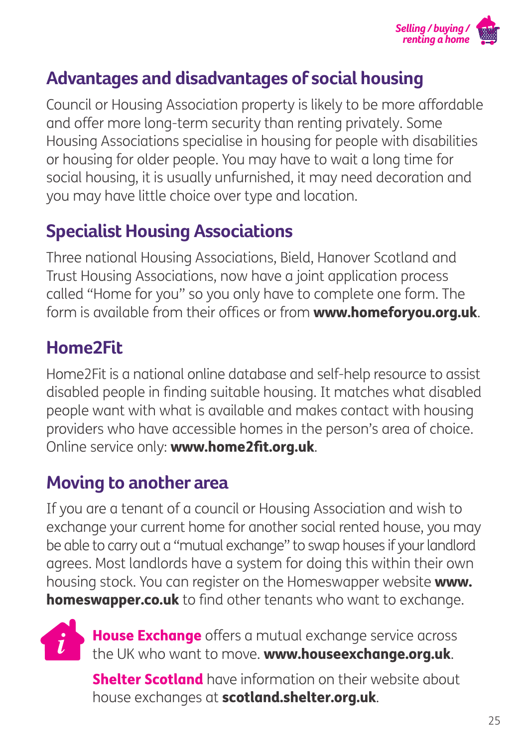## Advantages and disadvantages of social housing

Council or Housing Association property is likely to be more affordable and offer more long-term security than renting privately. Some Housing Associations specialise in housing for people with disabilities or housing for older people. You may have to wait a long time for social housing, it is usually unfurnished, it may need decoration and you may have little choice over type and location.

## Specialist Housing Associations

Three national Housing Associations, Bield, Hanover Scotland and Trust Housing Associations, now have a joint application process called "Home for you" so you only have to complete one form. The form is available from their offices or from **www.homeforyou.org.uk**.

## Home2Fit

Home2Fit is a national online database and self-help resource to assist disabled people in finding suitable housing. It matches what disabled people want with what is available and makes contact with housing providers who have accessible homes in the person's area of choice. Online service only: **www.home2fit.org.uk**.

## Moving to another area

If you are a tenant of a council or Housing Association and wish to exchange your current home for another social rented house, you may be able to carry out a "mutual exchange" to swap houses if your landlord agrees. Most landlords have a system for doing this within their own housing stock. You can register on the Homeswapper website **www.homeswapper.co.uk** to find other tenants who want to exchange.

**House Exchange** offers a mutual exchange service across the UK who want to move. **www.houseexchange.org.uk**.

**Shelter Scotland** have information on their website about house exchanges at **scotland.shelter.org.uk**.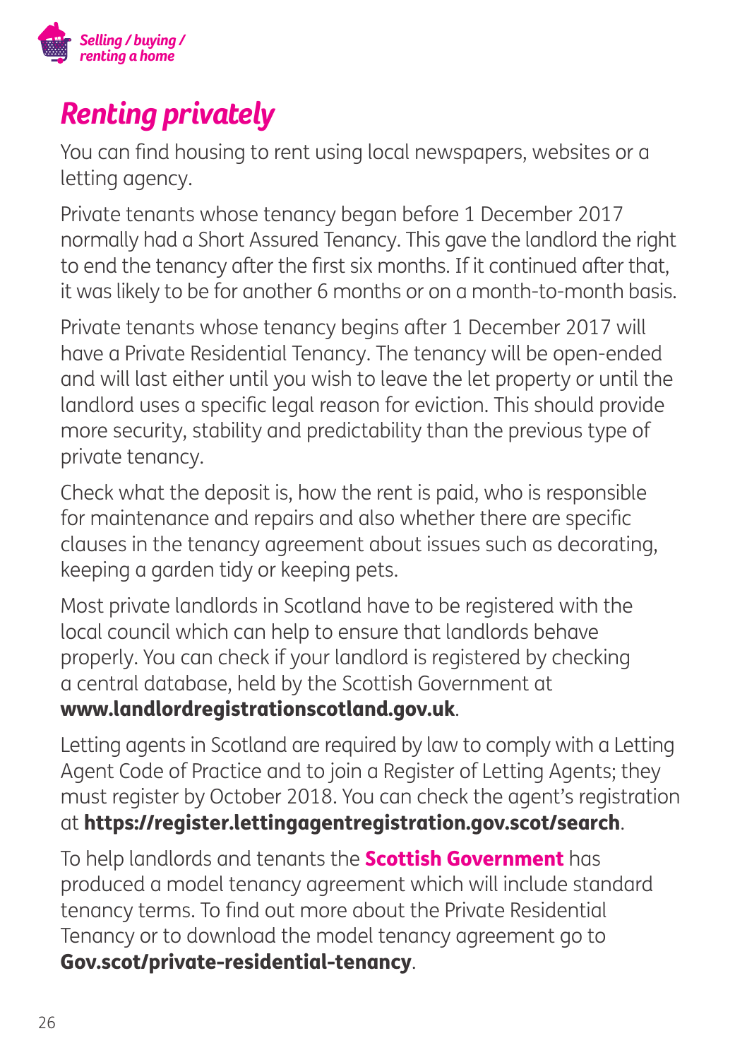# *Renting privately*

You can find housing to rent using local newspapers, websites or a letting agency.

Private tenants whose tenancy began before 1 December 2017 normally had a Short Assured Tenancy. This gave the landlord the right to end the tenancy after the first six months. If it continued after that, it was likely to be for another 6 months or on a month-to-month basis.

Private tenants whose tenancy begins after 1 December 2017 will have a Private Residential Tenancy. The tenancy will be open-ended and will last either until you wish to leave the let property or until the landlord uses a specific legal reason for eviction. This should provide more security, stability and predictability than the previous type of private tenancy.

Check what the deposit is, how the rent is paid, who is responsible for maintenance and repairs and also whether there are specific clauses in the tenancy agreement about issues such as decorating, keeping a garden tidy or keeping pets.

Most private landlords in Scotland have to be registered with the local council which can help to ensure that landlords behave properly. You can check if your landlord is registered by checking a central database, held by the Scottish Government at **www.landlordregistrationscotland.gov.uk**.

Letting agents in Scotland are required by law to comply with a Letting Agent Code of Practice and to join a Register of Letting Agents; they must register by October 2018. You can check the agent's registration at **https://register.lettingagentregistration.gov.scot/search**.

To help landlords and tenants the **Scottish Government** has produced a model tenancy agreement which will include standard tenancy terms. To find out more about the Private Residential Tenancy or to download the model tenancy agreement go to **Gov.scot/private-residential-tenancy**.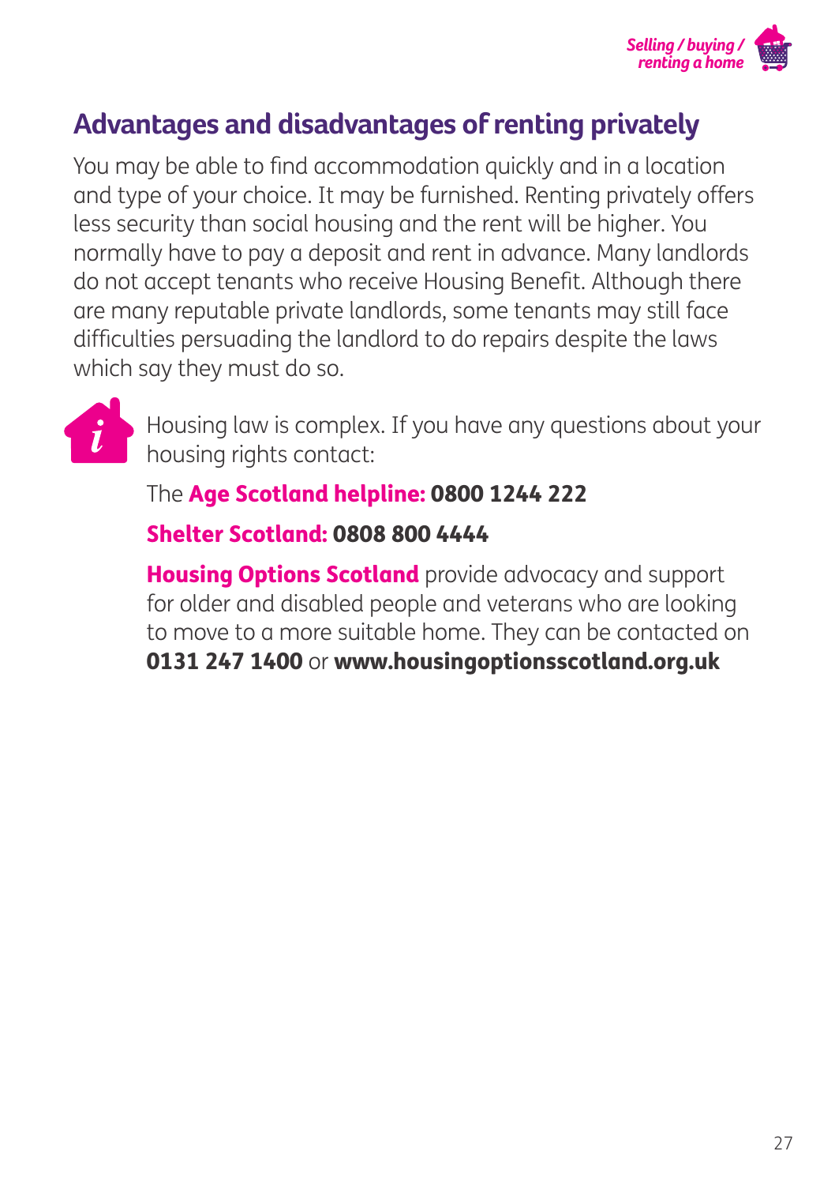## Advantages and disadvantages of renting privately

You may be able to find accommodation quickly and in a location and type of your choice. It may be furnished. Renting privately offers less security than social housing and the rent will be higher. You normally have to pay a deposit and rent in advance. Many landlords do not accept tenants who receive Housing Benefit. Although there are many reputable private landlords, some tenants may still face difficulties persuading the landlord to do repairs despite the laws which say they must do so.

Housing law is complex. If you have any questions about your housing rights contact:

The **Age Scotland helpline: 0800 1244 222**

**Shelter Scotland: 0808 800 4444**

**Housing Options Scotland** provide advocacy and support for older and disabled people and veterans who are looking to move to a more suitable home. They can be contacted on **0131 247 1400** or **www.housingoptionsscotland.org.uk**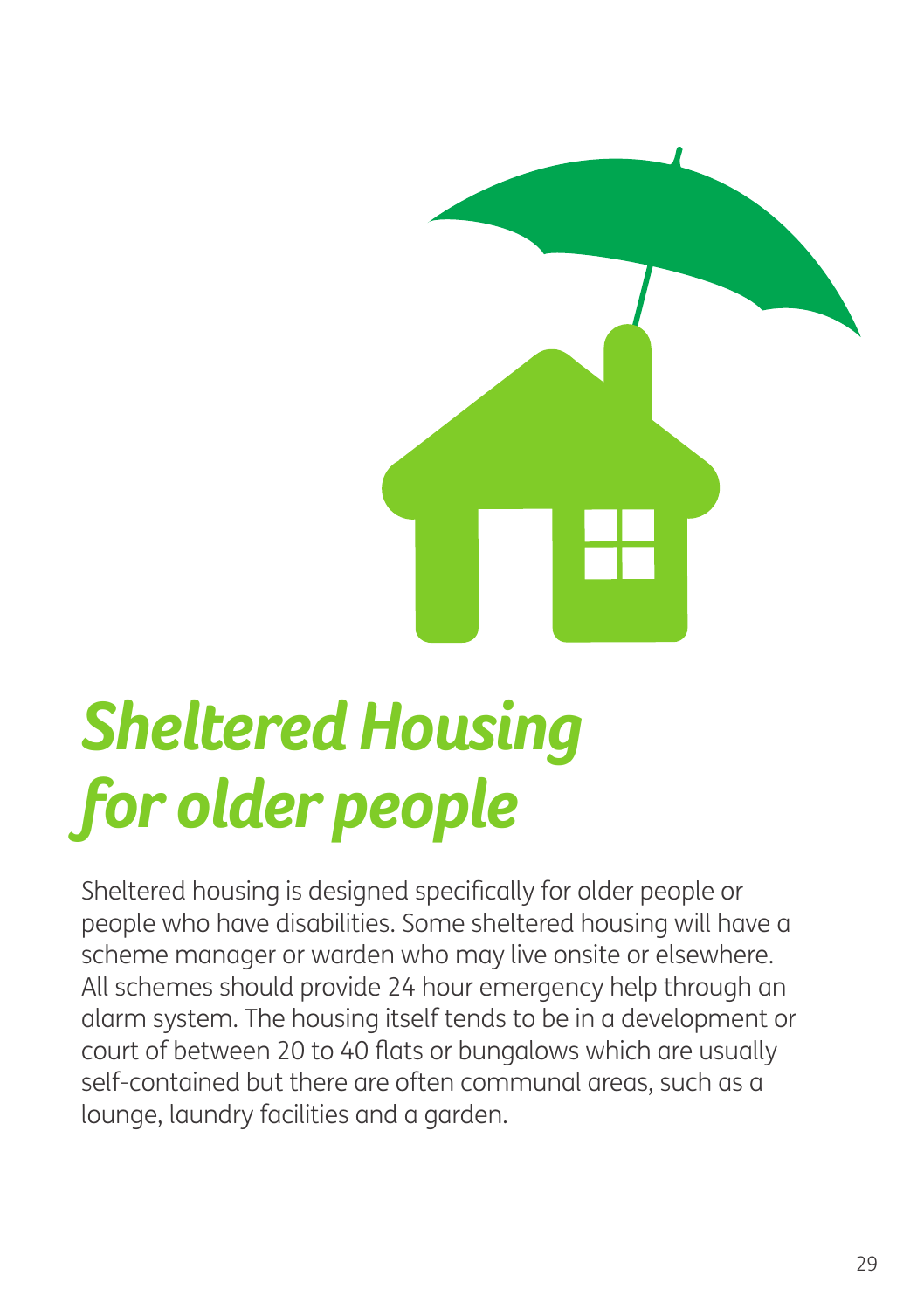# *Sheltered Housing for older people*

Sheltered housing is designed specifically for older people or people who have disabilities. Some sheltered housing will have a scheme manager or warden who may live onsite or elsewhere. All schemes should provide 24 hour emergency help through an alarm system. The housing itself tends to be in a development or court of between 20 to 40 flats or bungalows which are usually self-contained but there are often communal areas, such as a lounge, laundry facilities and a garden.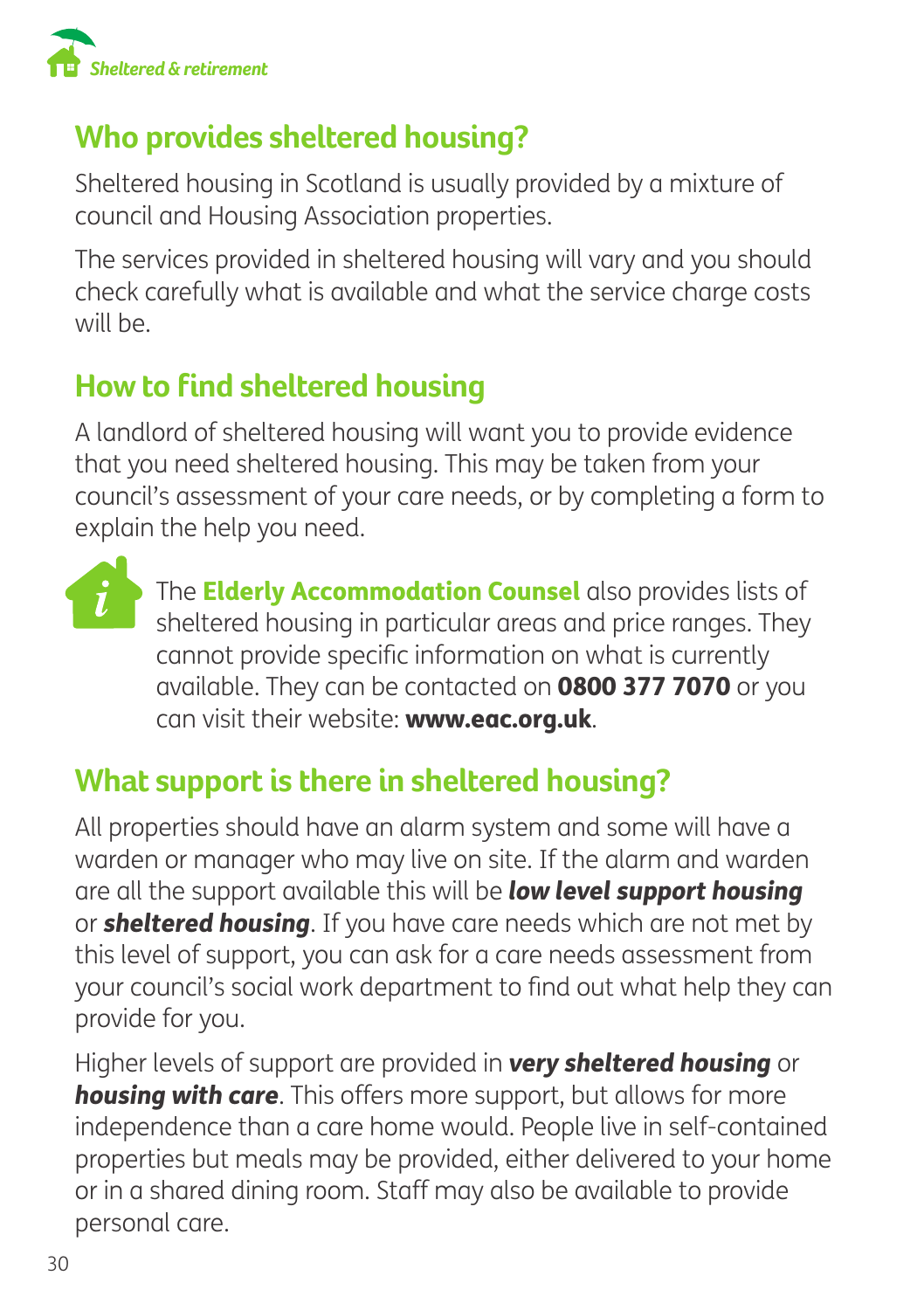## Who provides sheltered housing?

Sheltered housing in Scotland is usually provided by a mixture of council and Housing Association properties.

The services provided in sheltered housing will vary and you should check carefully what is available and what the service charge costs will be.

## How to find sheltered housing

A landlord of sheltered housing will want you to provide evidence that you need sheltered housing. This may be taken from your council's assessment of your care needs, or by completing a form to explain the help you need.

The **Elderly Accommodation Counsel** also provides lists of sheltered housing in particular areas and price ranges. They cannot provide specific information on what is currently available. They can be contacted on **0800 377 7070** or you can visit their website: **www.eac.org.uk**.

## What support is there in sheltered housing?

All properties should have an alarm system and some will have a warden or manager who may live on site. If the alarm and warden are all the support available this will be ***low level support housing*** or ***sheltered housing***. If you have care needs which are not met by this level of support, you can ask for a care needs assessment from your council's social work department to find out what help they can provide for you.

Higher levels of support are provided in ***very sheltered housing*** or ***housing with care***. This offers more support, but allows for more independence than a care home would. People live in self-contained properties but meals may be provided, either delivered to your home or in a shared dining room. Staff may also be available to provide personal care.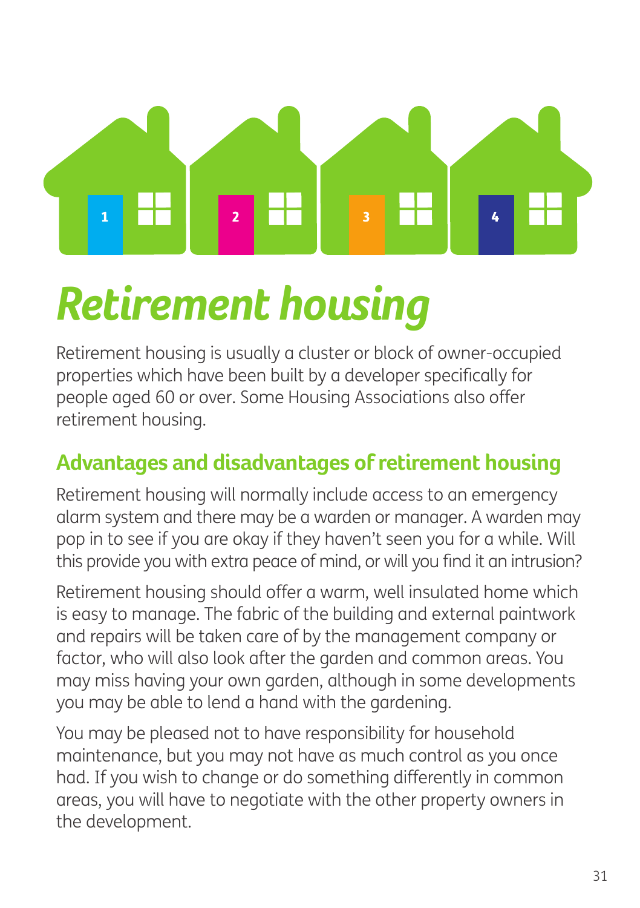# *Retirement housing*

Retirement housing is usually a cluster or block of owner-occupied properties which have been built by a developer specifically for people aged 60 or over. Some Housing Associations also offer retirement housing.

## Advantages and disadvantages of retirement housing

Retirement housing will normally include access to an emergency alarm system and there may be a warden or manager. A warden may pop in to see if you are okay if they haven't seen you for a while. Will this provide you with extra peace of mind, or will you find it an intrusion?

Retirement housing should offer a warm, well insulated home which is easy to manage. The fabric of the building and external paintwork and repairs will be taken care of by the management company or factor, who will also look after the garden and common areas. You may miss having your own garden, although in some developments you may be able to lend a hand with the gardening.

You may be pleased not to have responsibility for household maintenance, but you may not have as much control as you once had. If you wish to change or do something differently in common areas, you will have to negotiate with the other property owners in the development.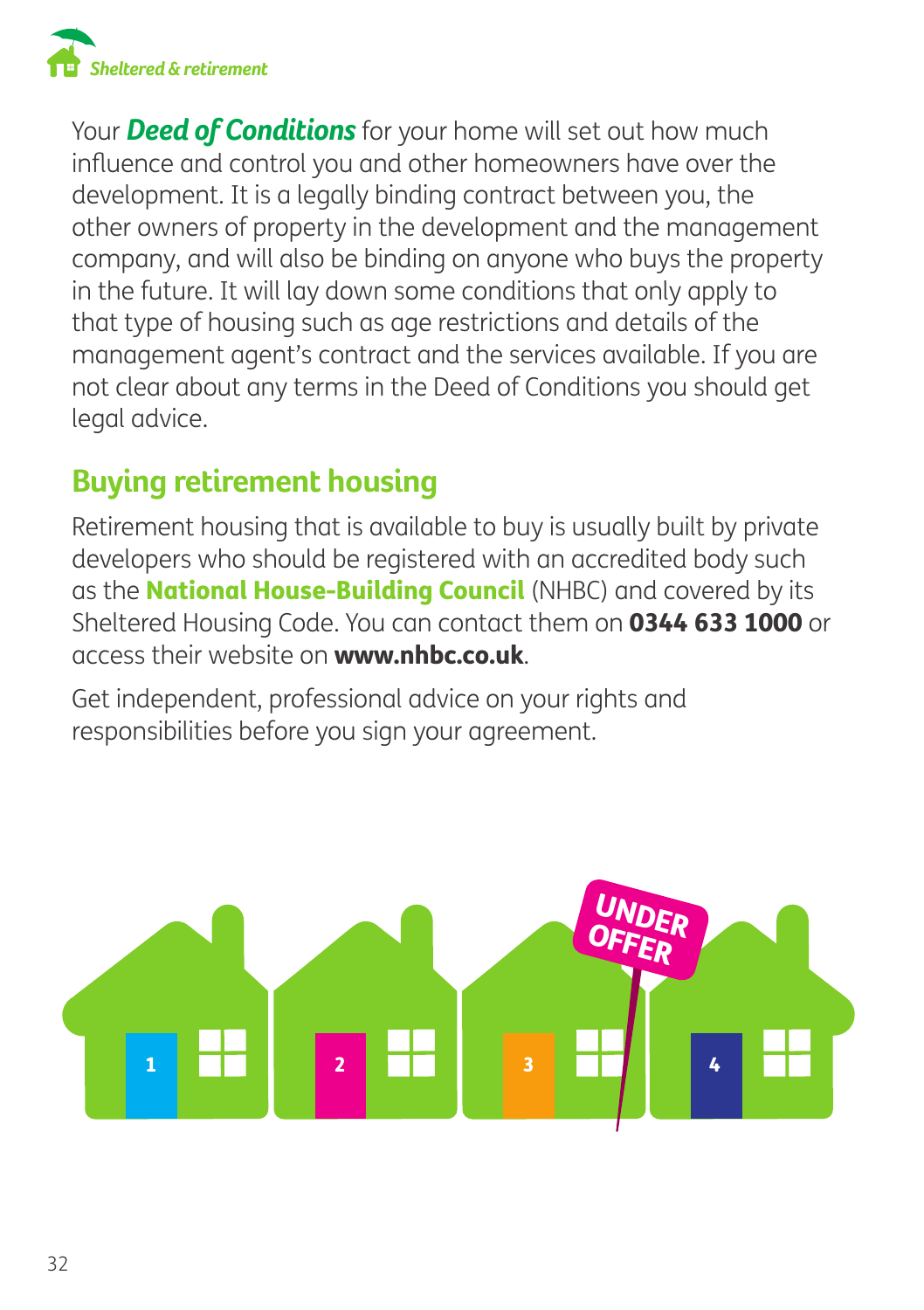Your ***Deed of Conditions*** for your home will set out how much influence and control you and other homeowners have over the development. It is a legally binding contract between you, the other owners of property in the development and the management company, and will also be binding on anyone who buys the property in the future. It will lay down some conditions that only apply to that type of housing such as age restrictions and details of the management agent's contract and the services available. If you are not clear about any terms in the Deed of Conditions you should get legal advice.

## Buying retirement housing

Retirement housing that is available to buy is usually built by private developers who should be registered with an accredited body such as the **National House-Building Council** (NHBC) and covered by its Sheltered Housing Code. You can contact them on **0344 633 1000** or access their website on **www.nhbc.co.uk**.

Get independent, professional advice on your rights and responsibilities before you sign your agreement.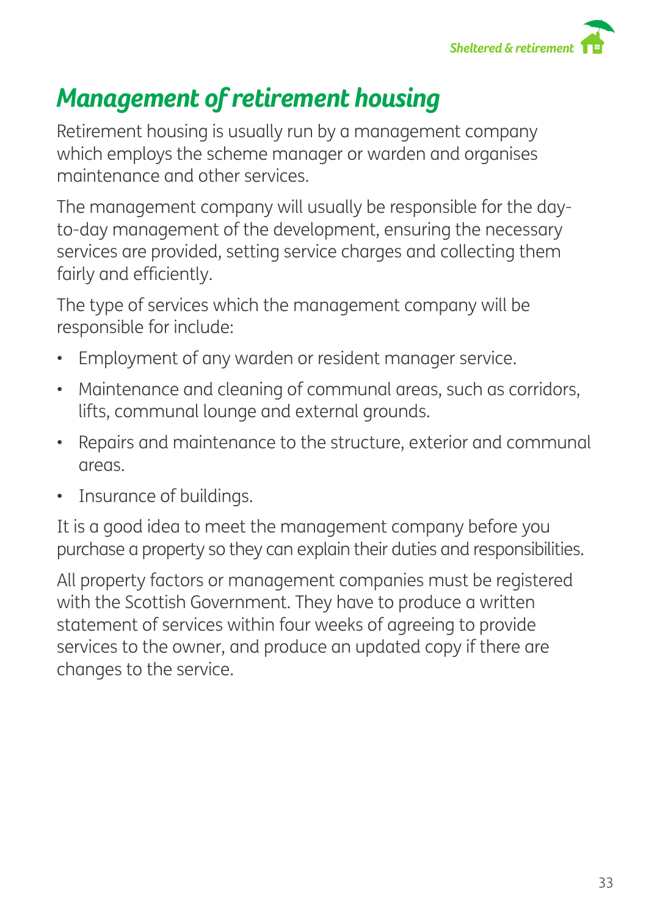# Management of retirement housing

Retirement housing is usually run by a management company which employs the scheme manager or warden and organises maintenance and other services.

The management company will usually be responsible for the day-to-day management of the development, ensuring the necessary services are provided, setting service charges and collecting them fairly and efficiently.

The type of services which the management company will be responsible for include:

- Employment of any warden or resident manager service.
- Maintenance and cleaning of communal areas, such as corridors, lifts, communal lounge and external grounds.
- Repairs and maintenance to the structure, exterior and communal areas.
- Insurance of buildings.

It is a good idea to meet the management company before you purchase a property so they can explain their duties and responsibilities.

All property factors or management companies must be registered with the Scottish Government. They have to produce a written statement of services within four weeks of agreeing to provide services to the owner, and produce an updated copy if there are changes to the service.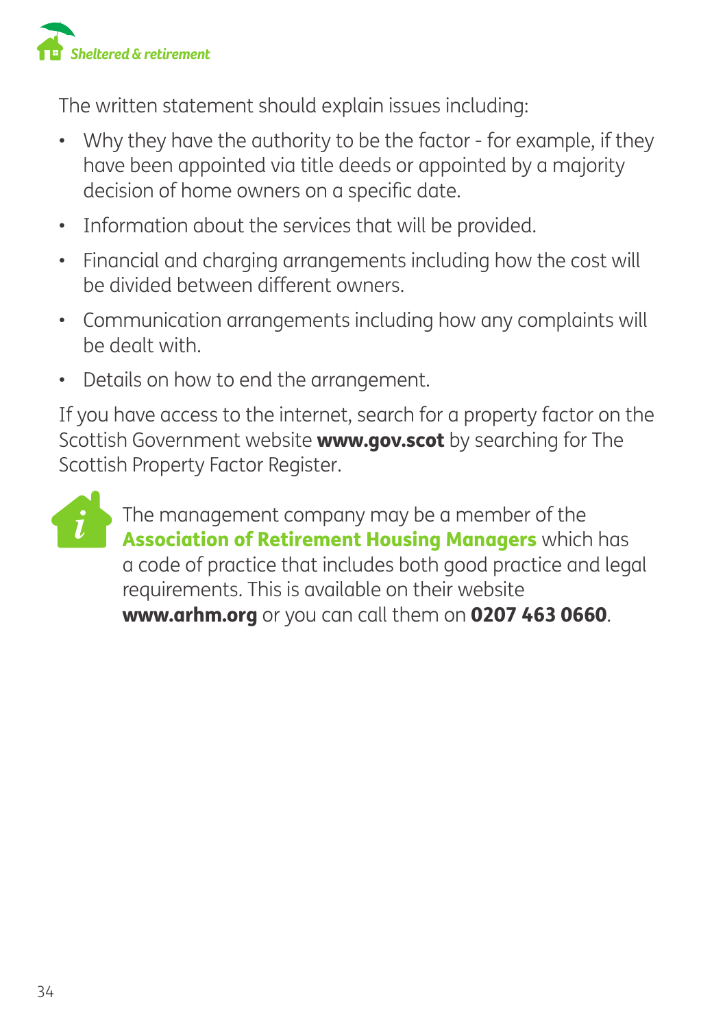The written statement should explain issues including:

- Why they have the authority to be the factor - for example, if they have been appointed via title deeds or appointed by a majority decision of home owners on a specific date.
- Information about the services that will be provided.
- Financial and charging arrangements including how the cost will be divided between different owners.
- Communication arrangements including how any complaints will be dealt with.
- Details on how to end the arrangement.

If you have access to the internet, search for a property factor on the Scottish Government website **www.gov.scot** by searching for The Scottish Property Factor Register.

The management company may be a member of the **Association of Retirement Housing Managers** which has a code of practice that includes both good practice and legal requirements. This is available on their website **www.arhm.org** or you can call them on **0207 463 0660**.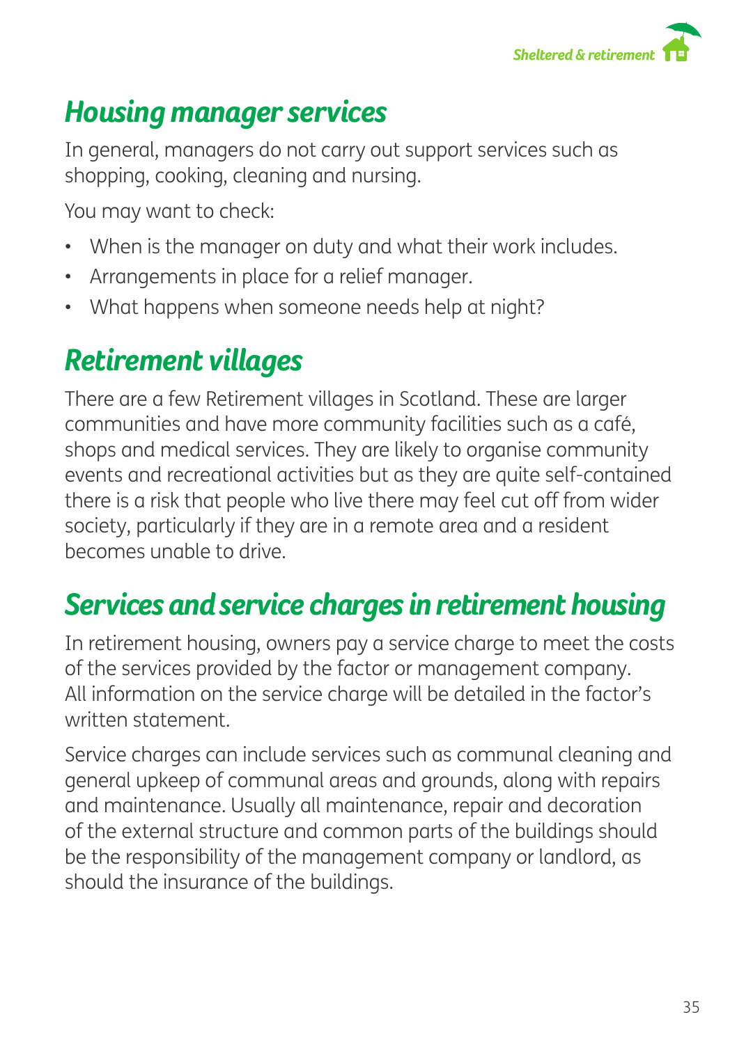## Housing manager services

In general, managers do not carry out support services such as shopping, cooking, cleaning and nursing.

You may want to check:

- When is the manager on duty and what their work includes.
- Arrangements in place for a relief manager.
- What happens when someone needs help at night?

## Retirement villages

There are a few Retirement villages in Scotland. These are larger communities and have more community facilities such as a café, shops and medical services. They are likely to organise community events and recreational activities but as they are quite self-contained there is a risk that people who live there may feel cut off from wider society, particularly if they are in a remote area and a resident becomes unable to drive.

## Services and service charges in retirement housing

In retirement housing, owners pay a service charge to meet the costs of the services provided by the factor or management company. All information on the service charge will be detailed in the factor's written statement.

Service charges can include services such as communal cleaning and general upkeep of communal areas and grounds, along with repairs and maintenance. Usually all maintenance, repair and decoration of the external structure and common parts of the buildings should be the responsibility of the management company or landlord, as should the insurance of the buildings.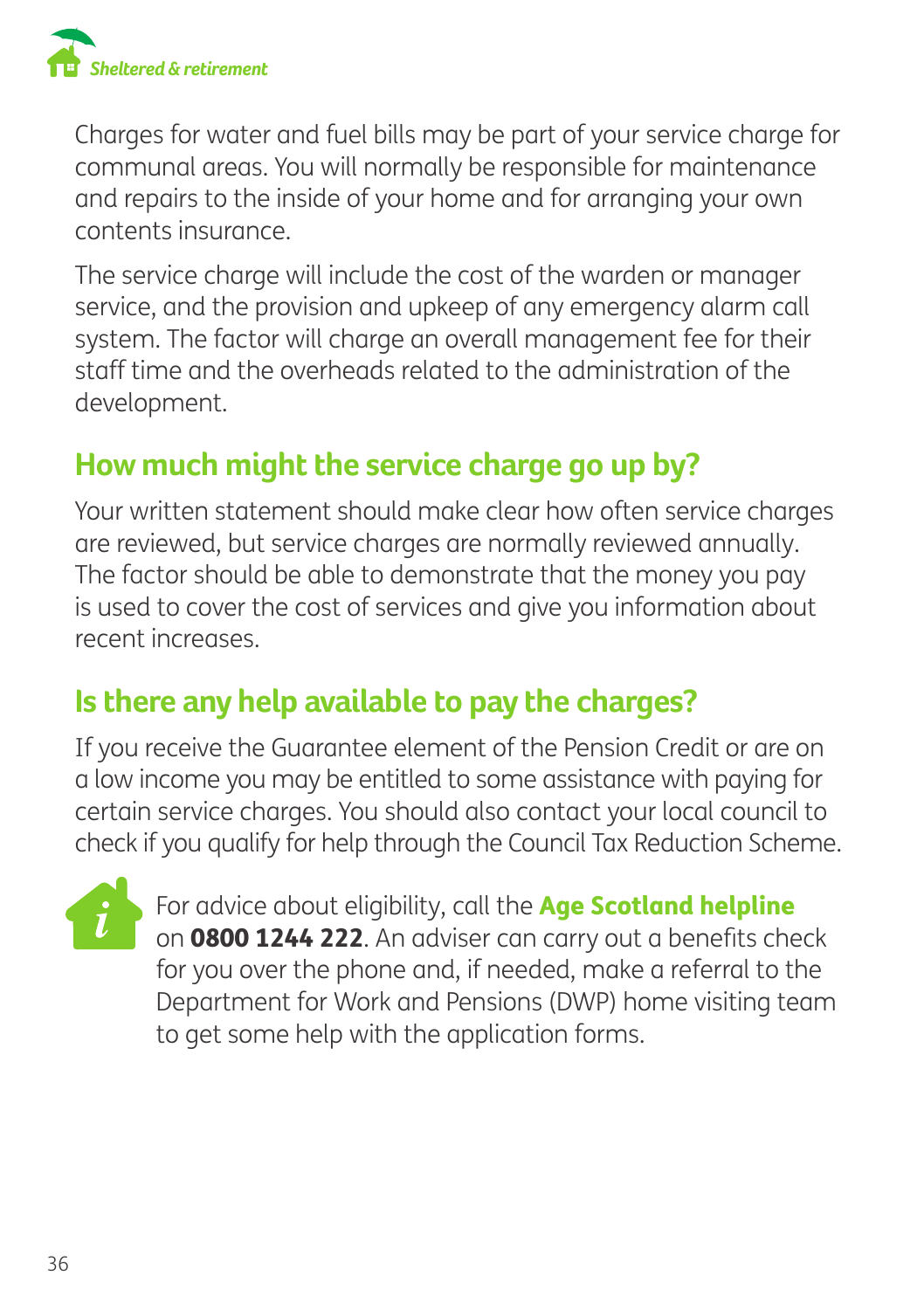Charges for water and fuel bills may be part of your service charge for communal areas. You will normally be responsible for maintenance and repairs to the inside of your home and for arranging your own contents insurance.

The service charge will include the cost of the warden or manager service, and the provision and upkeep of any emergency alarm call system. The factor will charge an overall management fee for their staff time and the overheads related to the administration of the development.

## How much might the service charge go up by?

Your written statement should make clear how often service charges are reviewed, but service charges are normally reviewed annually. The factor should be able to demonstrate that the money you pay is used to cover the cost of services and give you information about recent increases.

## Is there any help available to pay the charges?

If you receive the Guarantee element of the Pension Credit or are on a low income you may be entitled to some assistance with paying for certain service charges. You should also contact your local council to check if you qualify for help through the Council Tax Reduction Scheme.

For advice about eligibility, call the **Age Scotland helpline** on **0800 1244 222**. An adviser can carry out a benefits check for you over the phone and, if needed, make a referral to the Department for Work and Pensions (DWP) home visiting team to get some help with the application forms.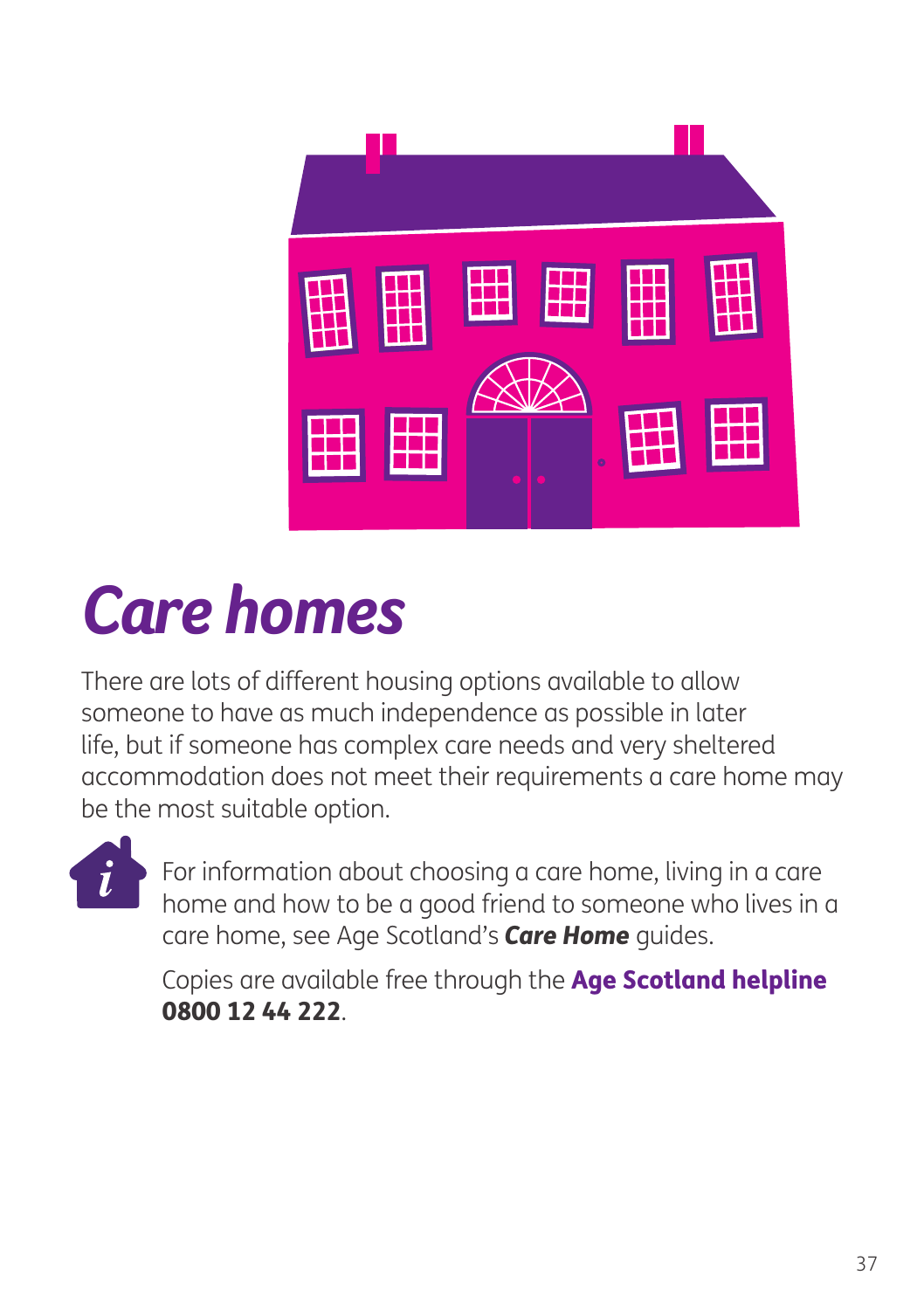# *Care homes*

There are lots of different housing options available to allow someone to have as much independence as possible in later life, but if someone has complex care needs and very sheltered accommodation does not meet their requirements a care home may be the most suitable option.

For information about choosing a care home, living in a care home and how to be a good friend to someone who lives in a care home, see Age Scotland's ***Care Home*** guides.

Copies are available free through the **Age Scotland helpline 0800 12 44 222**.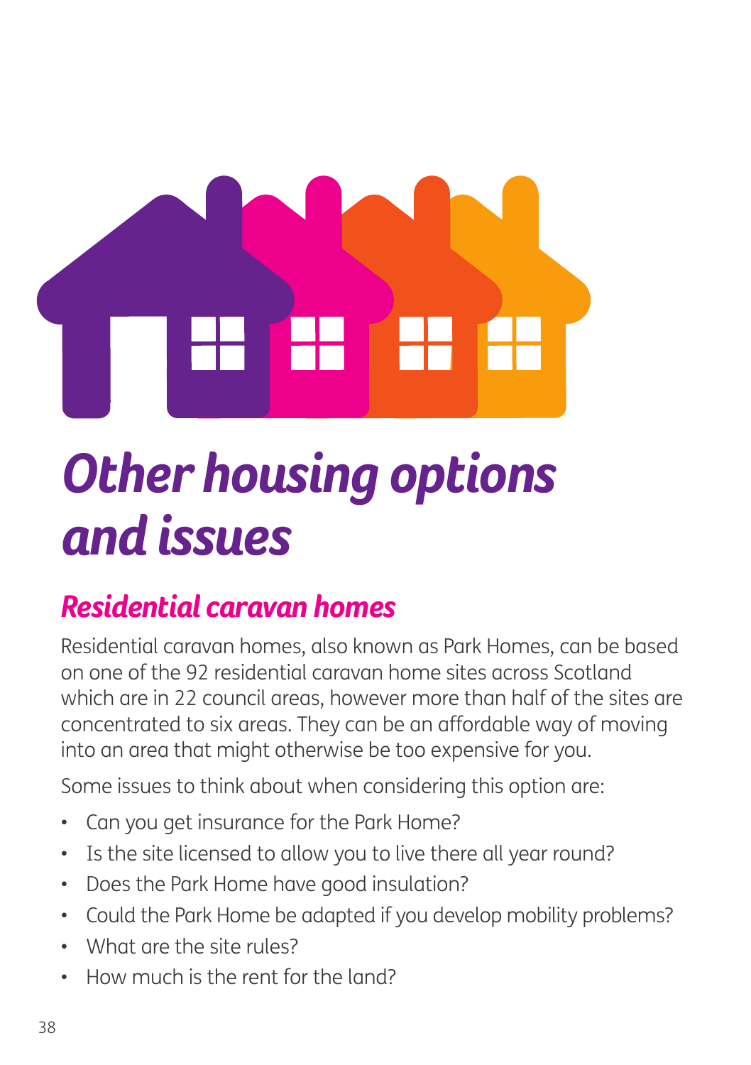# Other housing options and issues

## Residential caravan homes

Residential caravan homes, also known as Park Homes, can be based on one of the 92 residential caravan home sites across Scotland which are in 22 council areas, however more than half of the sites are concentrated to six areas. They can be an affordable way of moving into an area that might otherwise be too expensive for you.

Some issues to think about when considering this option are:

- Can you get insurance for the Park Home?
- Is the site licensed to allow you to live there all year round?
- Does the Park Home have good insulation?
- Could the Park Home be adapted if you develop mobility problems?
- What are the site rules?
- How much is the rent for the land?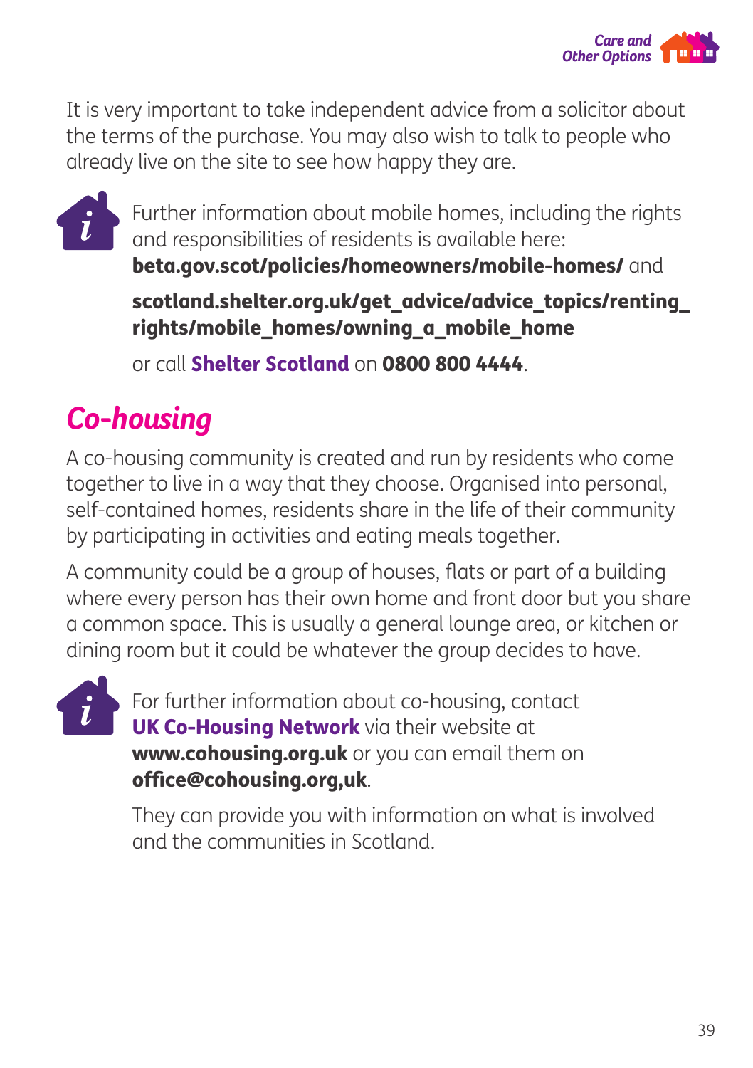It is very important to take independent advice from a solicitor about the terms of the purchase. You may also wish to talk to people who already live on the site to see how happy they are.

Further information about mobile homes, including the rights and responsibilities of residents is available here: **beta.gov.scot/policies/homeowners/mobile-homes/** and

**scotland.shelter.org.uk/get_advice/advice_topics/renting_rights/mobile_homes/owning_a_mobile_home**

or call **Shelter Scotland** on **0800 800 4444**.

## *Co-housing*

A co-housing community is created and run by residents who come together to live in a way that they choose. Organised into personal, self-contained homes, residents share in the life of their community by participating in activities and eating meals together.

A community could be a group of houses, flats or part of a building where every person has their own home and front door but you share a common space. This is usually a general lounge area, or kitchen or dining room but it could be whatever the group decides to have.

For further information about co-housing, contact **UK Co-Housing Network** via their website at **www.cohousing.org.uk** or you can email them on **office@cohousing.org,uk**.

They can provide you with information on what is involved and the communities in Scotland.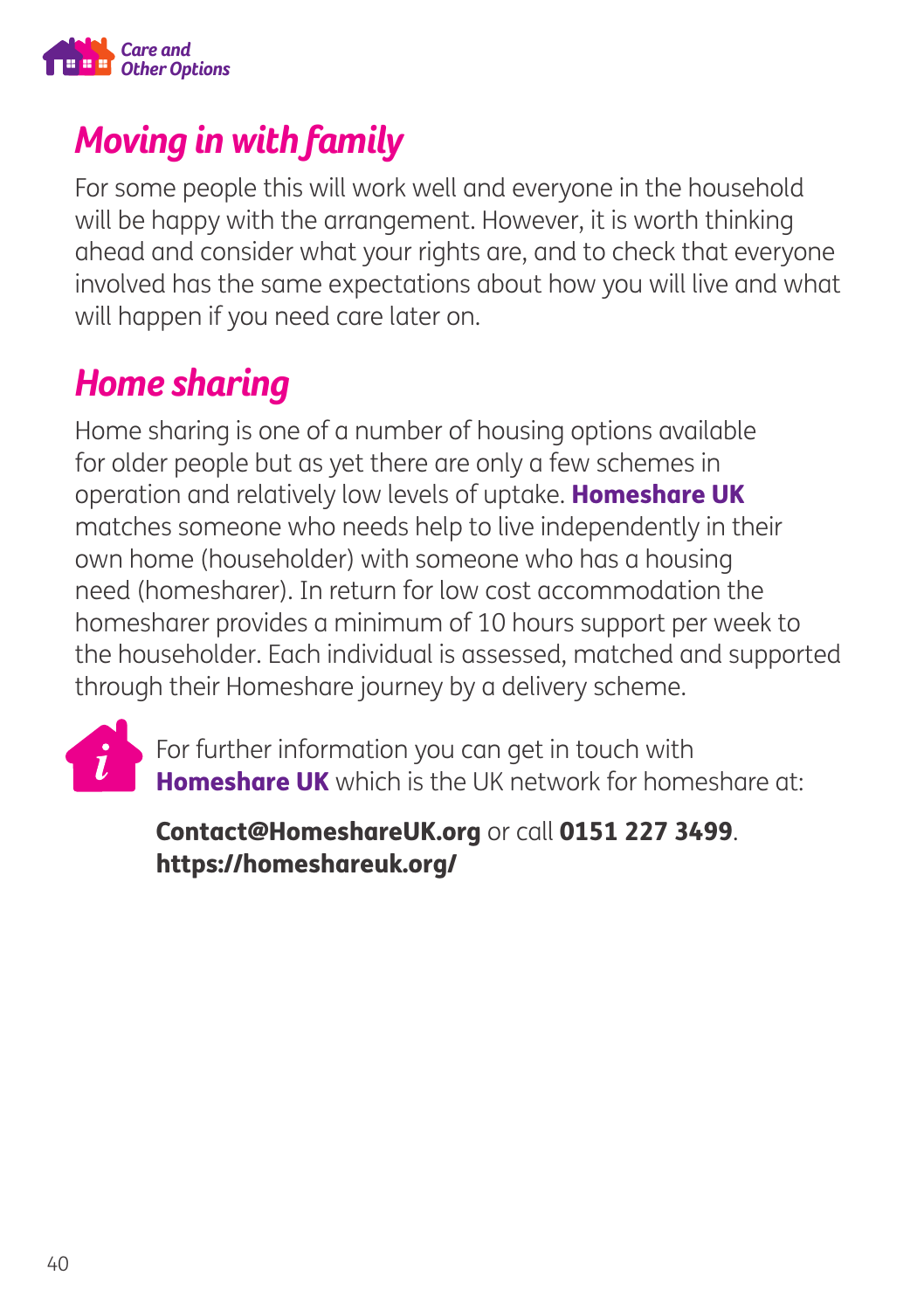## *Moving in with family*

For some people this will work well and everyone in the household will be happy with the arrangement. However, it is worth thinking ahead and consider what your rights are, and to check that everyone involved has the same expectations about how you will live and what will happen if you need care later on.

## *Home sharing*

Home sharing is one of a number of housing options available for older people but as yet there are only a few schemes in operation and relatively low levels of uptake. **Homeshare UK** matches someone who needs help to live independently in their own home (householder) with someone who has a housing need (homesharer). In return for low cost accommodation the homesharer provides a minimum of 10 hours support per week to the householder. Each individual is assessed, matched and supported through their Homeshare journey by a delivery scheme.

For further information you can get in touch with **Homeshare UK** which is the UK network for homeshare at:

**Contact@HomeshareUK.org** or call **0151 227 3499**.
**https://homeshareuk.org/**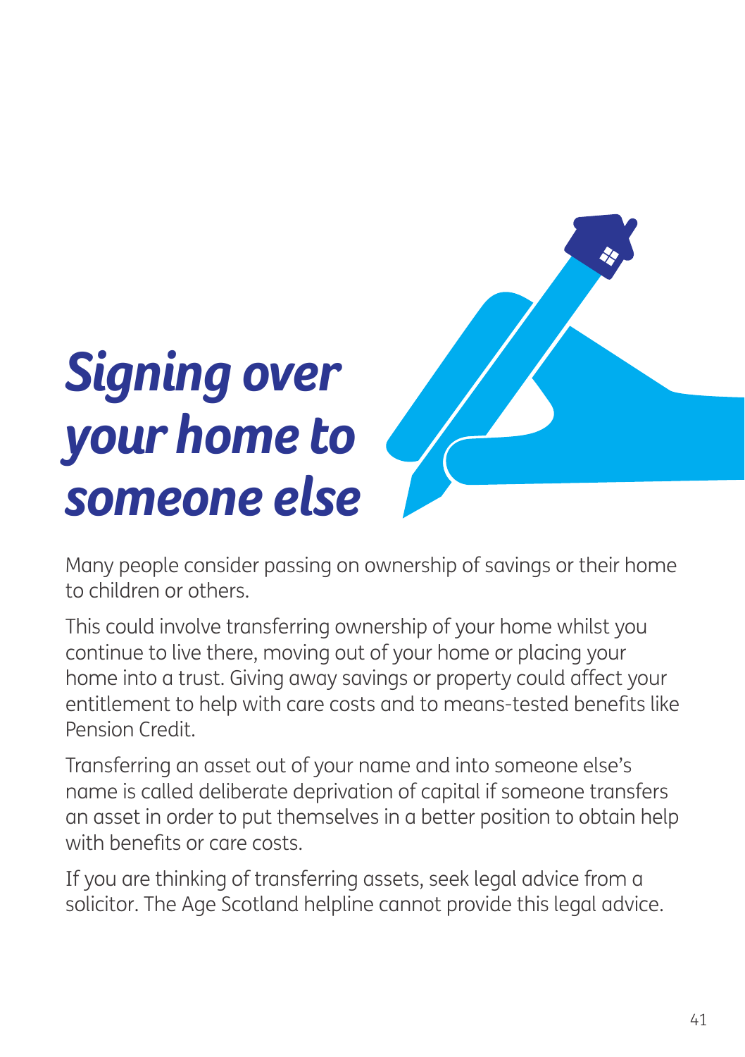# *Signing over your home to someone else*

Many people consider passing on ownership of savings or their home to children or others.

This could involve transferring ownership of your home whilst you continue to live there, moving out of your home or placing your home into a trust. Giving away savings or property could affect your entitlement to help with care costs and to means-tested benefits like Pension Credit.

Transferring an asset out of your name and into someone else's name is called deliberate deprivation of capital if someone transfers an asset in order to put themselves in a better position to obtain help with benefits or care costs.

If you are thinking of transferring assets, seek legal advice from a solicitor. The Age Scotland helpline cannot provide this legal advice.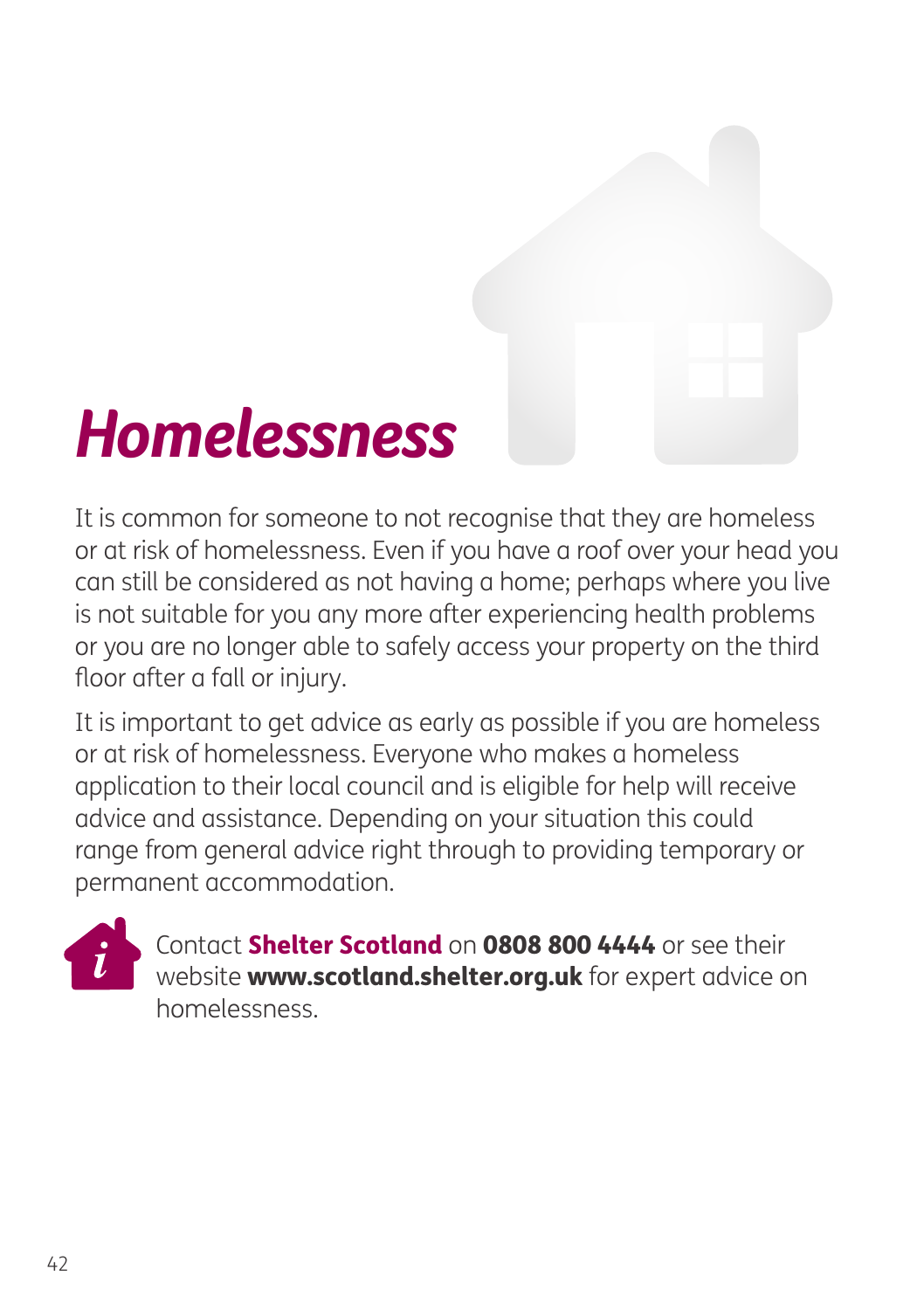# *Homelessness*

It is common for someone to not recognise that they are homeless or at risk of homelessness. Even if you have a roof over your head you can still be considered as not having a home; perhaps where you live is not suitable for you any more after experiencing health problems or you are no longer able to safely access your property on the third floor after a fall or injury.

It is important to get advice as early as possible if you are homeless or at risk of homelessness. Everyone who makes a homeless application to their local council and is eligible for help will receive advice and assistance. Depending on your situation this could range from general advice right through to providing temporary or permanent accommodation.

Contact **Shelter Scotland** on **0808 800 4444** or see their website **www.scotland.shelter.org.uk** for expert advice on homelessness.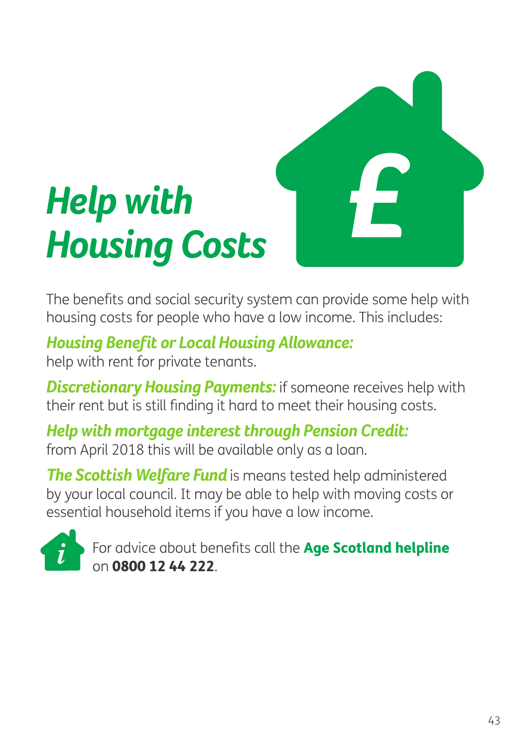# *Help with Housing Costs*

The benefits and social security system can provide some help with housing costs for people who have a low income. This includes:

***Housing Benefit or Local Housing Allowance:***
help with rent for private tenants.

***Discretionary Housing Payments:*** if someone receives help with their rent but is still finding it hard to meet their housing costs.

***Help with mortgage interest through Pension Credit:***
from April 2018 this will be available only as a loan.

***The Scottish Welfare Fund*** is means tested help administered by your local council. It may be able to help with moving costs or essential household items if you have a low income.

For advice about benefits call the **Age Scotland helpline** on **0800 12 44 222**.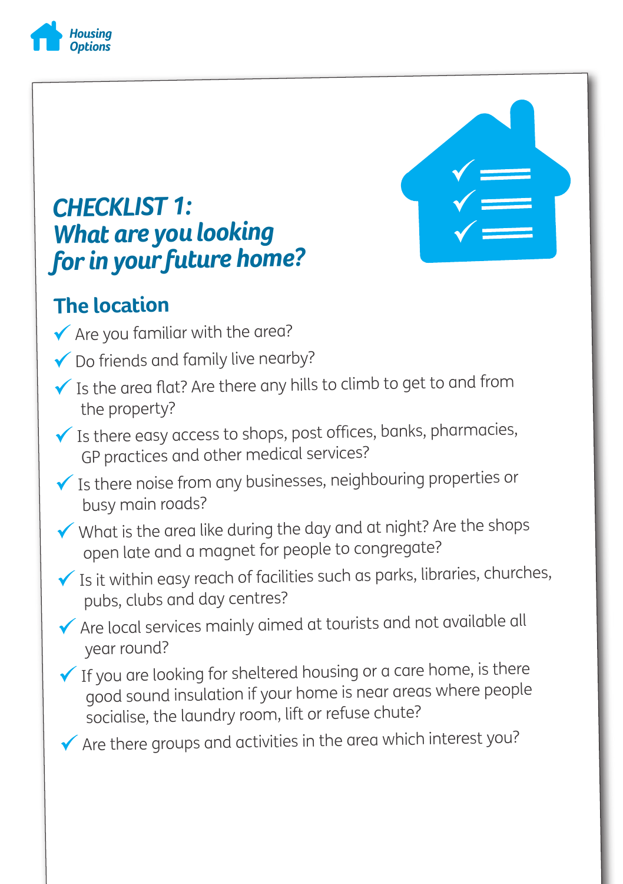# CHECKLIST 1: What are you looking for in your future home?

## The location

- ✓ Are you familiar with the area?
- ✓ Do friends and family live nearby?
- ✓ Is the area flat? Are there any hills to climb to get to and from the property?
- ✓ Is there easy access to shops, post offices, banks, pharmacies, GP practices and other medical services?
- ✓ Is there noise from any businesses, neighbouring properties or busy main roads?
- ✓ What is the area like during the day and at night? Are the shops open late and a magnet for people to congregate?
- ✓ Is it within easy reach of facilities such as parks, libraries, churches, pubs, clubs and day centres?
- ✓ Are local services mainly aimed at tourists and not available all year round?
- ✓ If you are looking for sheltered housing or a care home, is there good sound insulation if your home is near areas where people socialise, the laundry room, lift or refuse chute?
- ✓ Are there groups and activities in the area which interest you?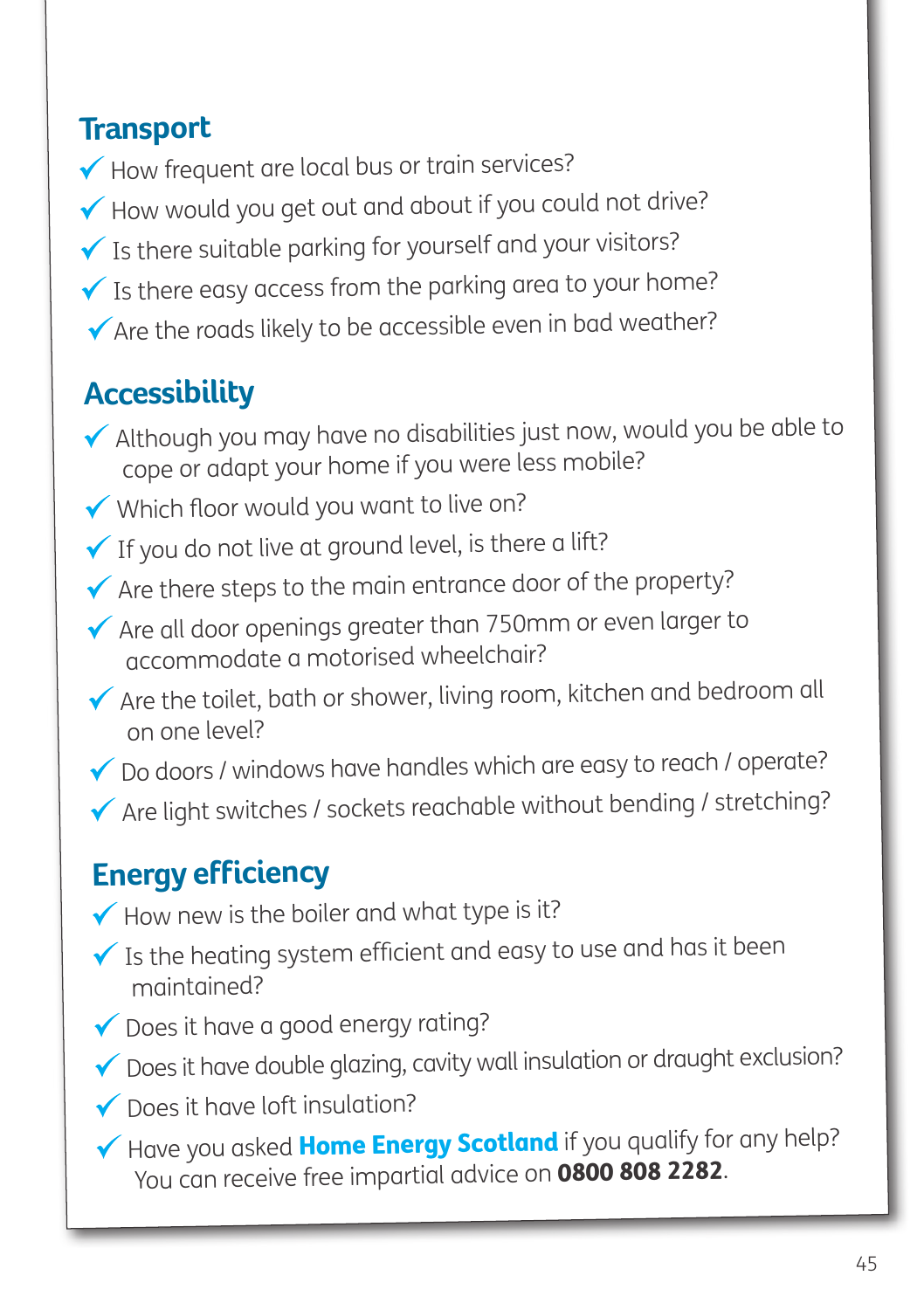## Transport

- ✓ How frequent are local bus or train services?
- ✓ How would you get out and about if you could not drive?
- ✓ Is there suitable parking for yourself and your visitors?
- ✓ Is there easy access from the parking area to your home?
- ✓ Are the roads likely to be accessible even in bad weather?

## Accessibility

- ✓ Although you may have no disabilities just now, would you be able to cope or adapt your home if you were less mobile?
- ✓ Which floor would you want to live on?
- ✓ If you do not live at ground level, is there a lift?
- ✓ Are there steps to the main entrance door of the property?
- ✓ Are all door openings greater than 750mm or even larger to accommodate a motorised wheelchair?
- ✓ Are the toilet, bath or shower, living room, kitchen and bedroom all on one level?
- ✓ Do doors / windows have handles which are easy to reach / operate?
- ✓ Are light switches / sockets reachable without bending / stretching?

## Energy efficiency

- ✓ How new is the boiler and what type is it?
- ✓ Is the heating system efficient and easy to use and has it been maintained?
- ✓ Does it have a good energy rating?
- ✓ Does it have double glazing, cavity wall insulation or draught exclusion?
- ✓ Does it have loft insulation?
- ✓ Have you asked **Home Energy Scotland** if you qualify for any help? You can receive free impartial advice on **0800 808 2282**.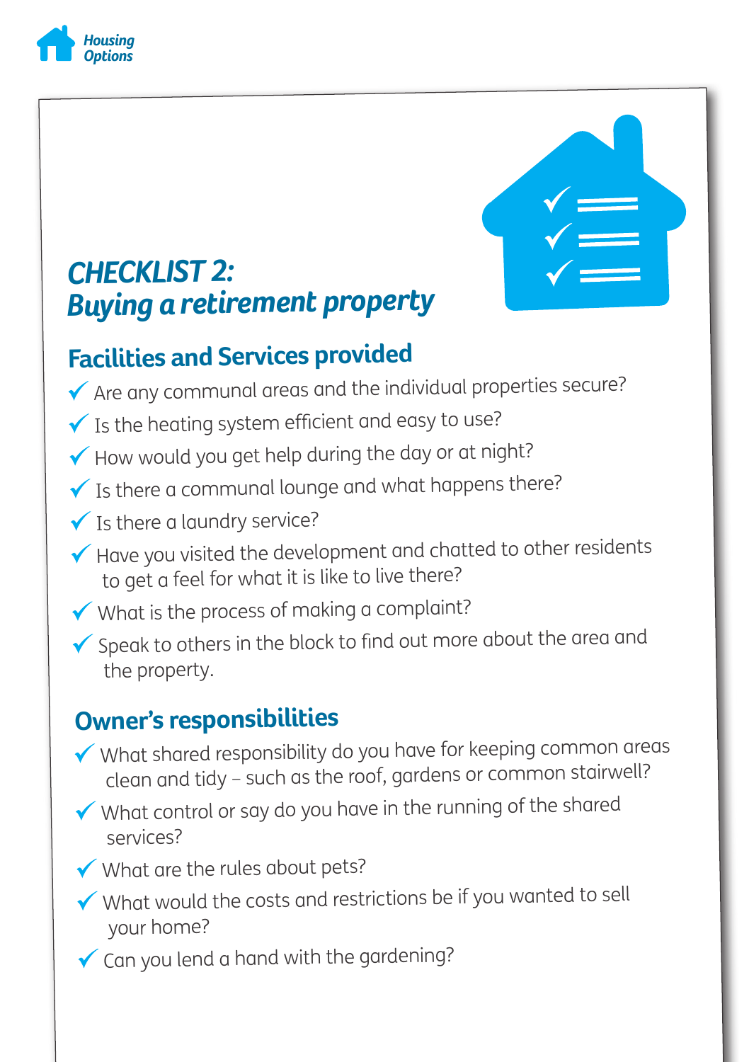Housing Options

# *CHECKLIST 2: Buying a retirement property*

## Facilities and Services provided

- ✓ Are any communal areas and the individual properties secure?
- ✓ Is the heating system efficient and easy to use?
- ✓ How would you get help during the day or at night?
- ✓ Is there a communal lounge and what happens there?
- ✓ Is there a laundry service?
- ✓ Have you visited the development and chatted to other residents to get a feel for what it is like to live there?
- ✓ What is the process of making a complaint?
- ✓ Speak to others in the block to find out more about the area and the property.

## Owner's responsibilities

- ✓ What shared responsibility do you have for keeping common areas clean and tidy – such as the roof, gardens or common stairwell?
- ✓ What control or say do you have in the running of the shared services?
- ✓ What are the rules about pets?
- ✓ What would the costs and restrictions be if you wanted to sell your home?
- ✓ Can you lend a hand with the gardening?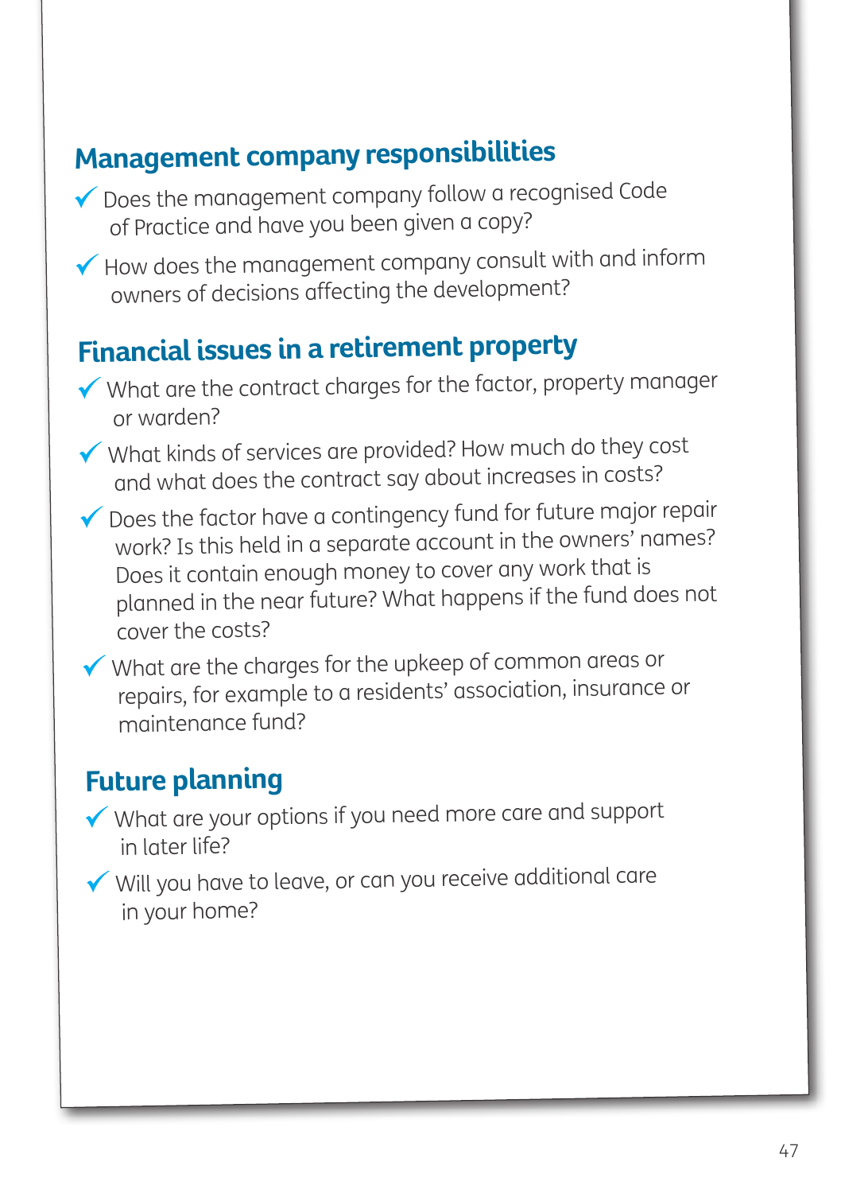## Management company responsibilities

- ✓ Does the management company follow a recognised Code of Practice and have you been given a copy?
- ✓ How does the management company consult with and inform owners of decisions affecting the development?

## Financial issues in a retirement property

- ✓ What are the contract charges for the factor, property manager or warden?
- ✓ What kinds of services are provided? How much do they cost and what does the contract say about increases in costs?
- ✓ Does the factor have a contingency fund for future major repair work? Is this held in a separate account in the owners' names? Does it contain enough money to cover any work that is planned in the near future? What happens if the fund does not cover the costs?
- ✓ What are the charges for the upkeep of common areas or repairs, for example to a residents' association, insurance or maintenance fund?

## Future planning

- ✓ What are your options if you need more care and support in later life?
- ✓ Will you have to leave, or can you receive additional care in your home?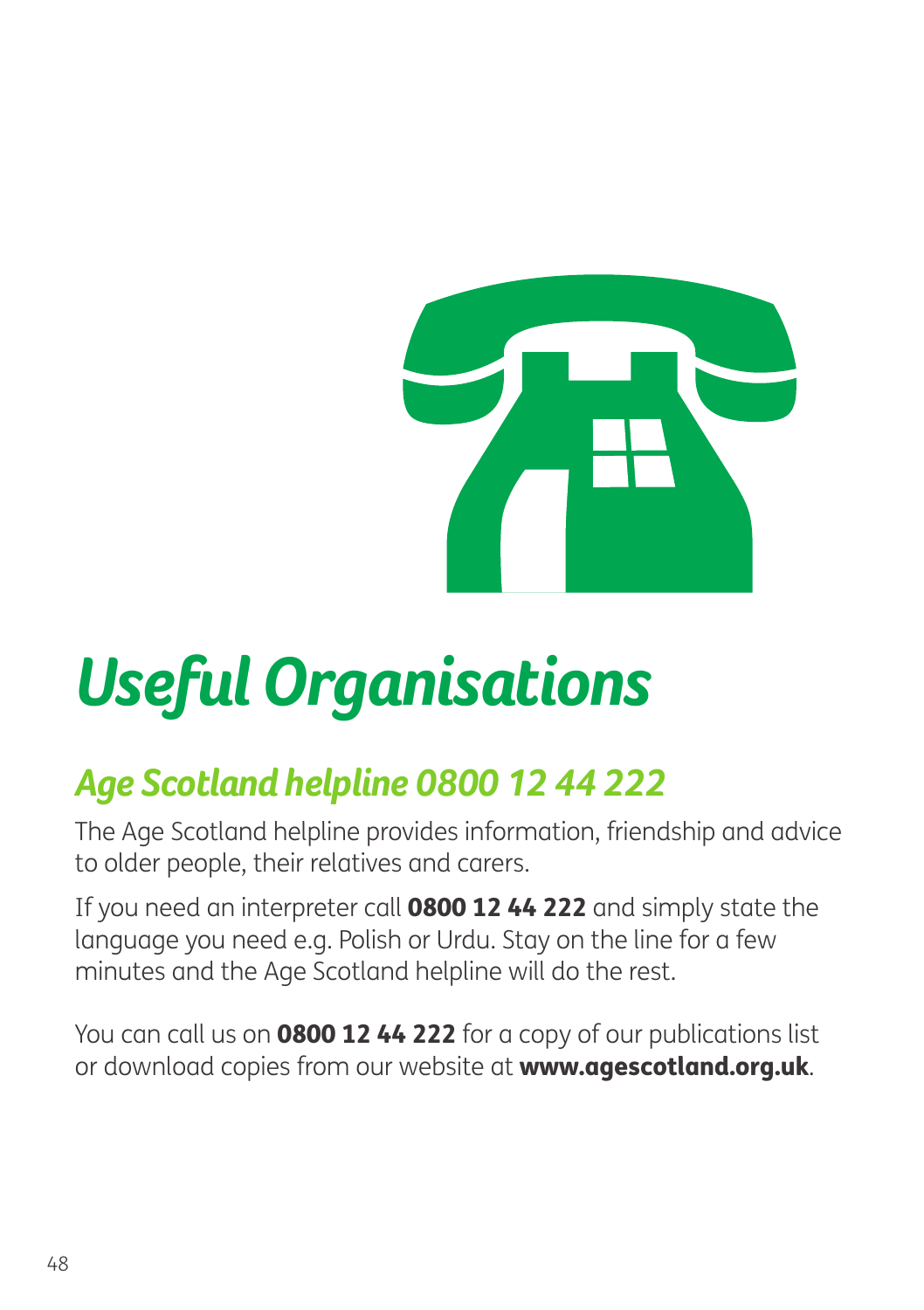# *Useful Organisations*

## *Age Scotland helpline 0800 12 44 222*

The Age Scotland helpline provides information, friendship and advice to older people, their relatives and carers.

If you need an interpreter call **0800 12 44 222** and simply state the language you need e.g. Polish or Urdu. Stay on the line for a few minutes and the Age Scotland helpline will do the rest.

You can call us on **0800 12 44 222** for a copy of our publications list or download copies from our website at **www.agescotland.org.uk**.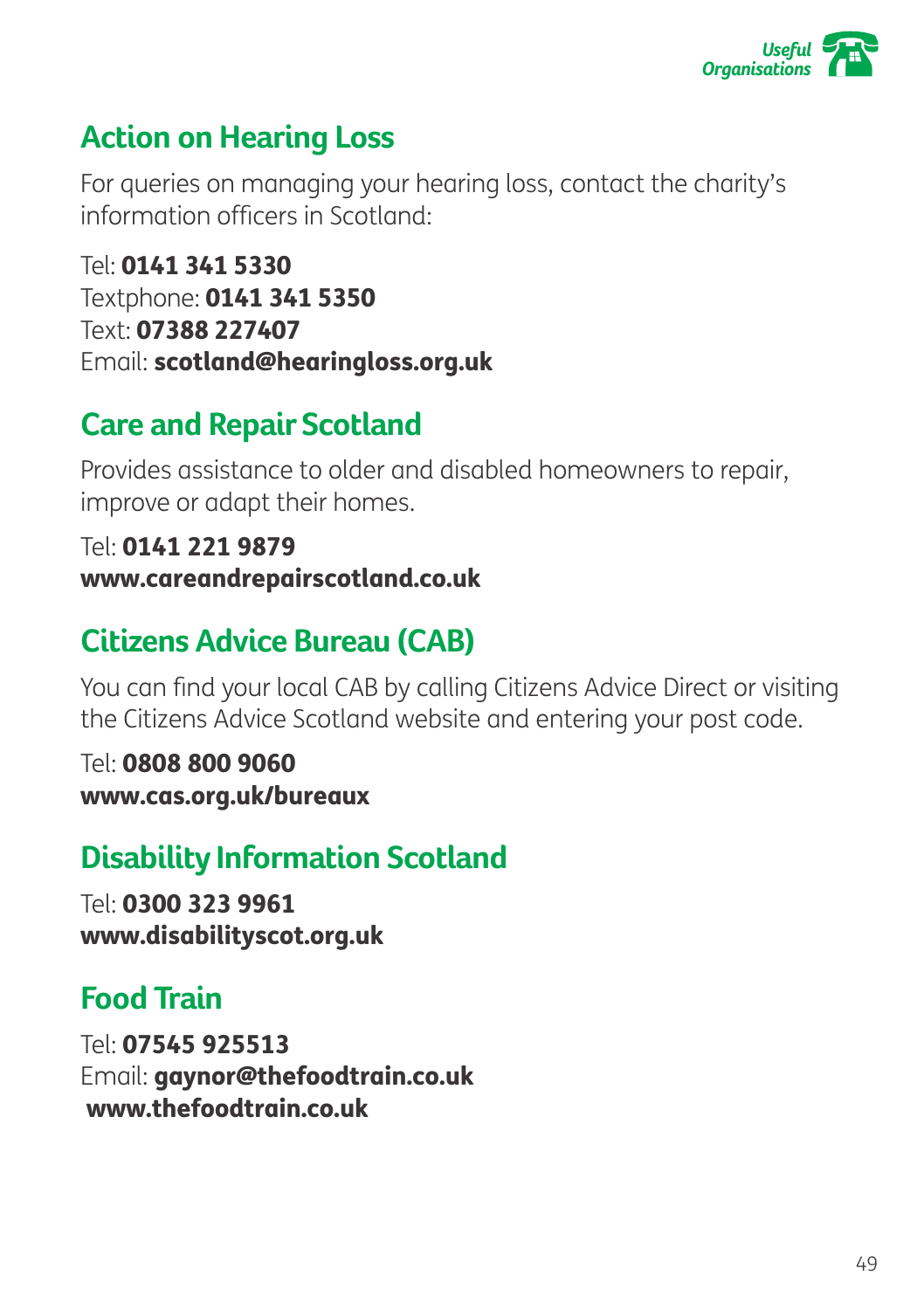## Action on Hearing Loss

For queries on managing your hearing loss, contact the charity's information officers in Scotland:

Tel: **0141 341 5330**
Textphone: **0141 341 5350**
Text: **07388 227407**
Email: **scotland@hearingloss.org.uk**

## Care and Repair Scotland

Provides assistance to older and disabled homeowners to repair, improve or adapt their homes.

Tel: **0141 221 9879**
**www.careandrepairscotland.co.uk**

## Citizens Advice Bureau (CAB)

You can find your local CAB by calling Citizens Advice Direct or visiting the Citizens Advice Scotland website and entering your post code.

Tel: **0808 800 9060**
**www.cas.org.uk/bureaux**

## Disability Information Scotland

Tel: **0300 323 9961**
**www.disabilityscot.org.uk**

## Food Train

Tel: **07545 925513**
Email: **gaynor@thefoodtrain.co.uk**
**www.thefoodtrain.co.uk**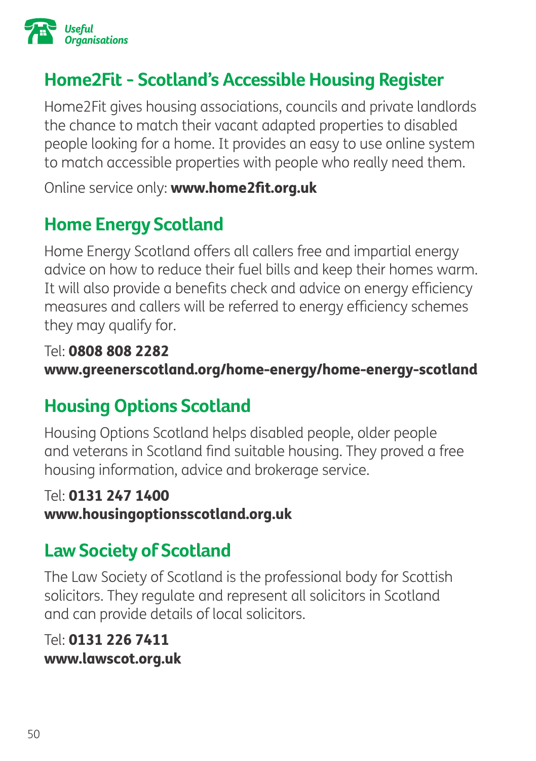## Home2Fit - Scotland's Accessible Housing Register

Home2Fit gives housing associations, councils and private landlords the chance to match their vacant adapted properties to disabled people looking for a home. It provides an easy to use online system to match accessible properties with people who really need them.

Online service only: **www.home2fit.org.uk**

## Home Energy Scotland

Home Energy Scotland offers all callers free and impartial energy advice on how to reduce their fuel bills and keep their homes warm. It will also provide a benefits check and advice on energy efficiency measures and callers will be referred to energy efficiency schemes they may qualify for.

Tel: **0808 808 2282**
**www.greenerscotland.org/home-energy/home-energy-scotland**

## Housing Options Scotland

Housing Options Scotland helps disabled people, older people and veterans in Scotland find suitable housing. They proved a free housing information, advice and brokerage service.

Tel: **0131 247 1400**
**www.housingoptionsscotland.org.uk**

## Law Society of Scotland

The Law Society of Scotland is the professional body for Scottish solicitors. They regulate and represent all solicitors in Scotland and can provide details of local solicitors.

Tel: **0131 226 7411**
**www.lawscot.org.uk**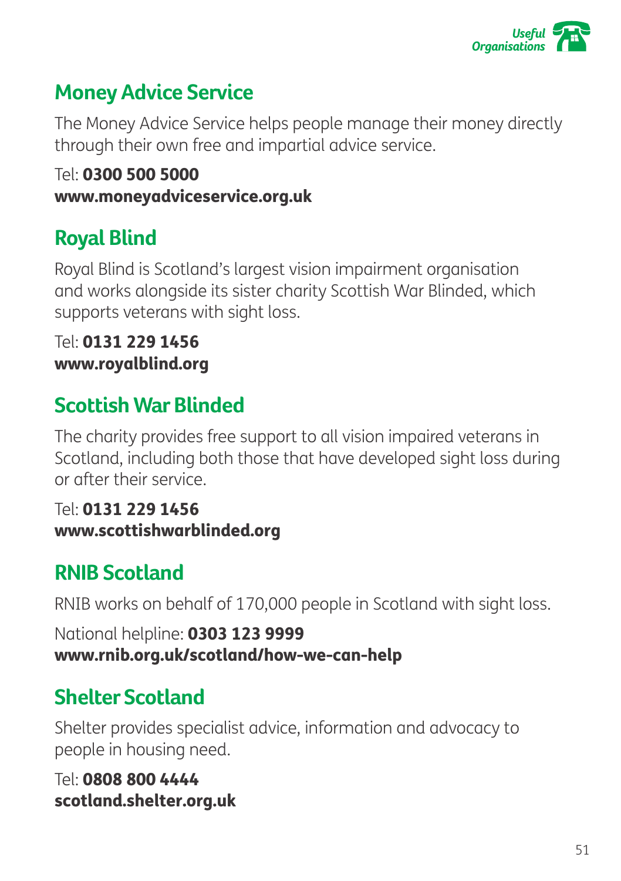## Money Advice Service

The Money Advice Service helps people manage their money directly through their own free and impartial advice service.

Tel: **0300 500 5000**
**www.moneyadviceservice.org.uk**

## Royal Blind

Royal Blind is Scotland's largest vision impairment organisation and works alongside its sister charity Scottish War Blinded, which supports veterans with sight loss.

Tel: **0131 229 1456**
**www.royalblind.org**

## Scottish War Blinded

The charity provides free support to all vision impaired veterans in Scotland, including both those that have developed sight loss during or after their service.

Tel: **0131 229 1456**
**www.scottishwarblinded.org**

## RNIB Scotland

RNIB works on behalf of 170,000 people in Scotland with sight loss.

National helpline: **0303 123 9999**
**www.rnib.org.uk/scotland/how-we-can-help**

## Shelter Scotland

Shelter provides specialist advice, information and advocacy to people in housing need.

Tel: **0808 800 4444**
**scotland.shelter.org.uk**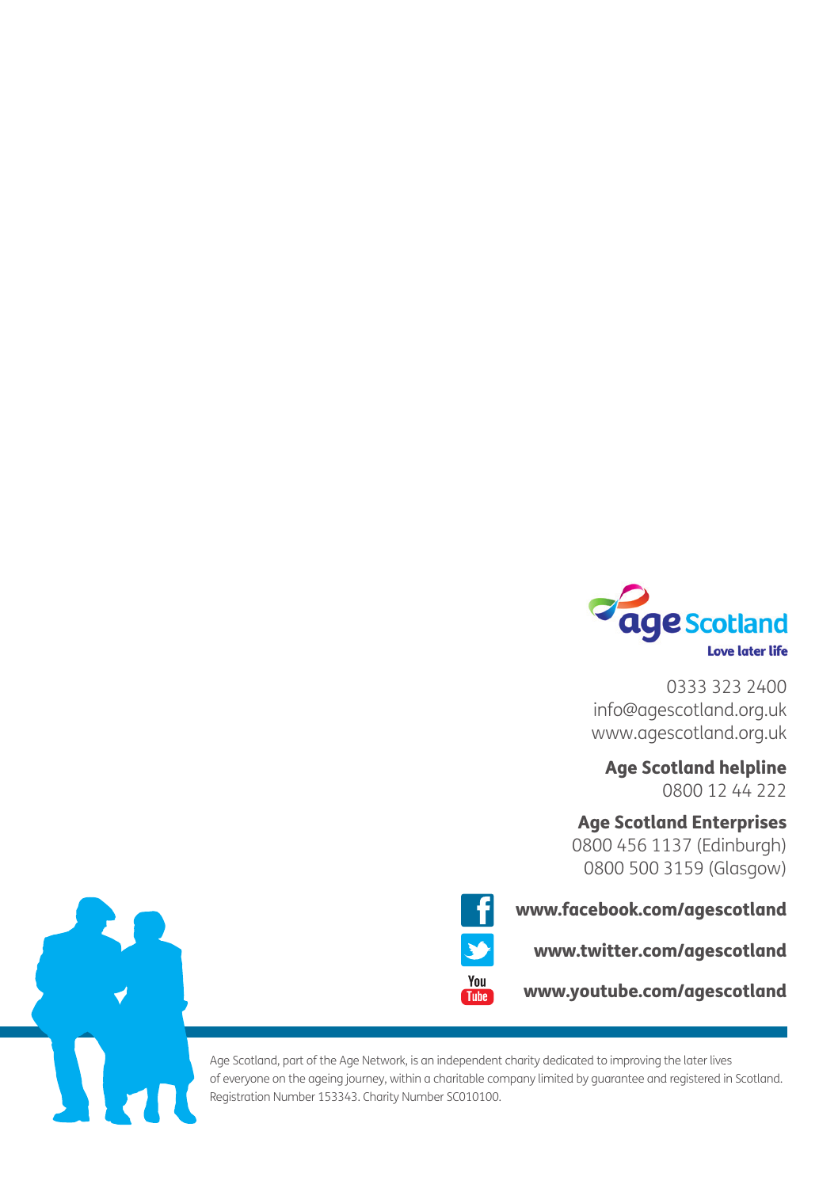age Scotland

Love later life

0333 323 2400
info@agescotland.org.uk
www.agescotland.org.uk

**Age Scotland helpline**
0800 12 44 222

**Age Scotland Enterprises**
0800 456 1137 (Edinburgh)
0800 500 3159 (Glasgow)

**www.facebook.com/agescotland**

**www.twitter.com/agescotland**

**www.youtube.com/agescotland**

Age Scotland, part of the Age Network, is an independent charity dedicated to improving the later lives of everyone on the ageing journey, within a charitable company limited by guarantee and registered in Scotland. Registration Number 153343. Charity Number SC010100.